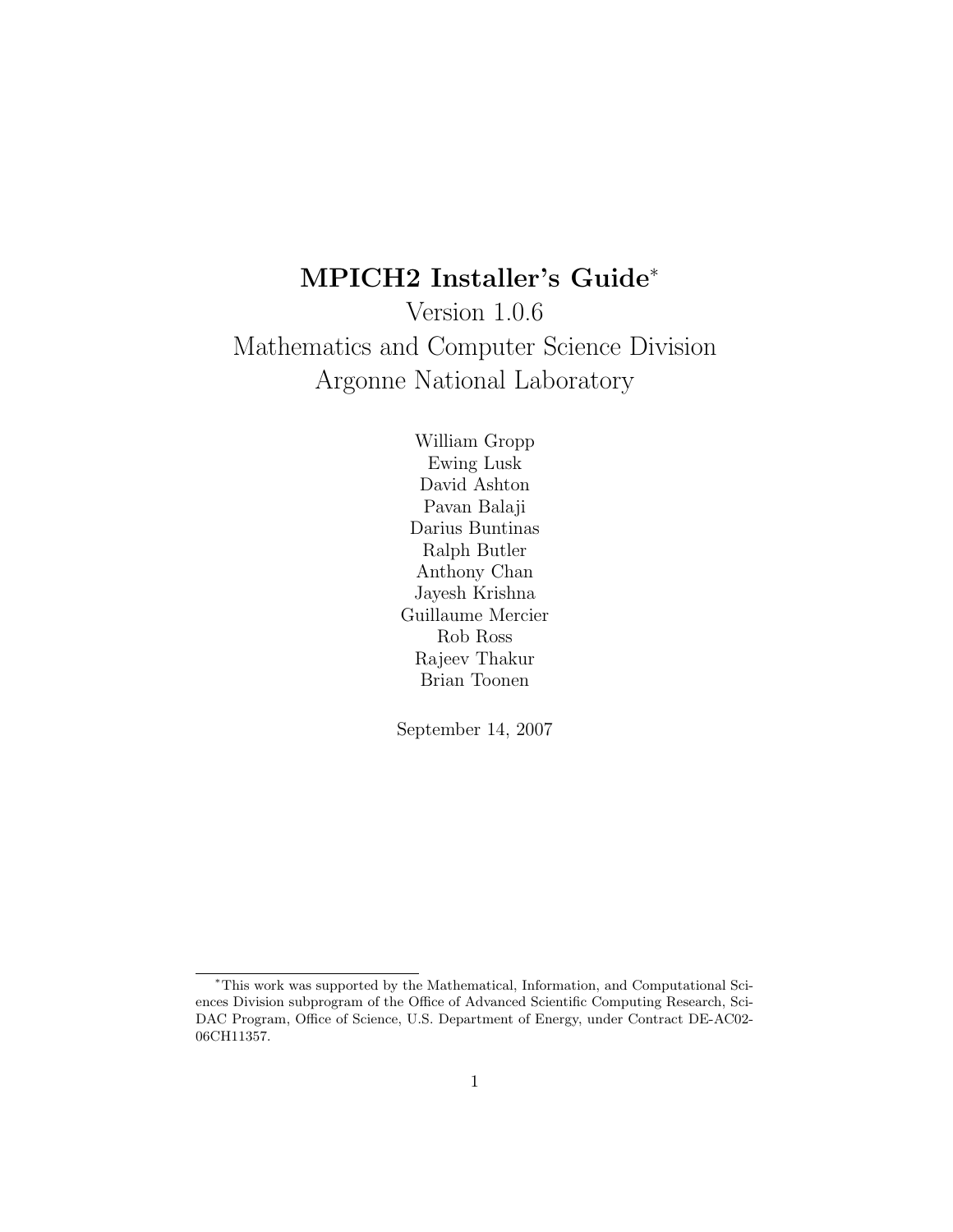# MPICH2 Installer's Guide*

Version 1.0.6

Mathematics and Computer Science Division

Argonne National Laboratory

William Gropp

Ewing Lusk

David Ashton

Pavan Balaji

Darius Buntinas

Ralph Butler

Anthony Chan

Jayesh Krishna

Guillaume Mercier

Rob Ross

Rajeev Thakur

Brian Toonen

September 14, 2007

---

*This work was supported by the Mathematical, Information, and Computational Sciences Division subprogram of the Office of Advanced Scientific Computing Research, SciDAC Program, Office of Science, U.S. Department of Energy, under Contract DE-AC02-06CH11357.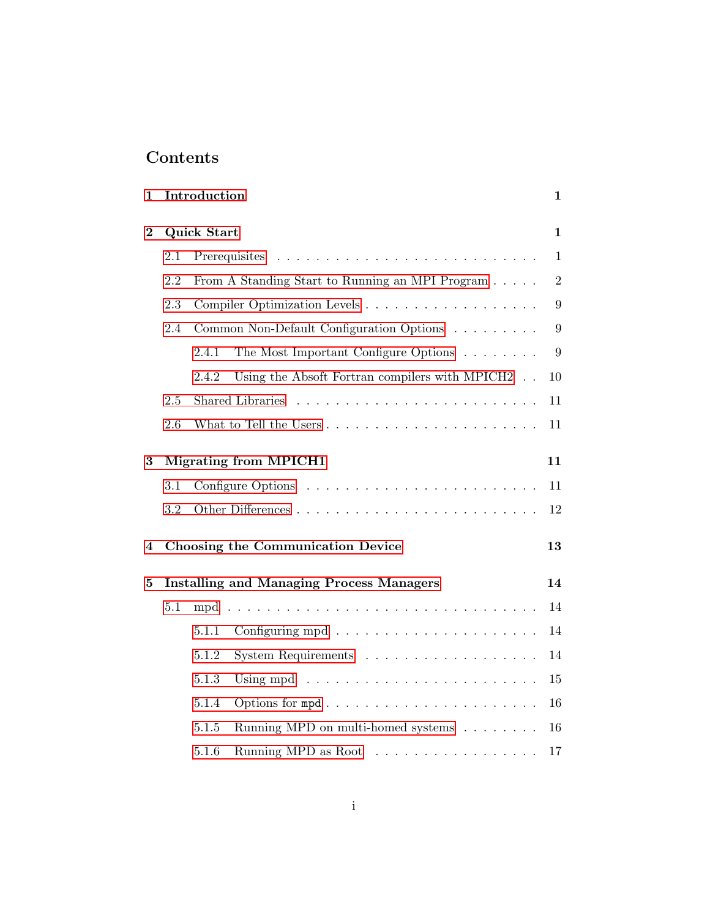## Contents

- **1 Introduction** — **1**
- **2 Quick Start** — **1**
  - 2.1 Prerequisites — 1
  - 2.2 From A Standing Start to Running an MPI Program — 2
  - 2.3 Compiler Optimization Levels — 9
  - 2.4 Common Non-Default Configuration Options — 9
    - 2.4.1 The Most Important Configure Options — 9
    - 2.4.2 Using the Absoft Fortran compilers with MPICH2 — 10
  - 2.5 Shared Libraries — 11
  - 2.6 What to Tell the Users — 11
- **3 Migrating from MPICH1** — **11**
  - 3.1 Configure Options — 11
  - 3.2 Other Differences — 12
- **4 Choosing the Communication Device** — **13**
- **5 Installing and Managing Process Managers** — **14**
  - 5.1 mpd — 14
    - 5.1.1 Configuring mpd — 14
    - 5.1.2 System Requirements — 14
    - 5.1.3 Using mpd — 15
    - 5.1.4 Options for `mpd` — 16
    - 5.1.5 Running MPD on multi-homed systems — 16
    - 5.1.6 Running MPD as Root — 17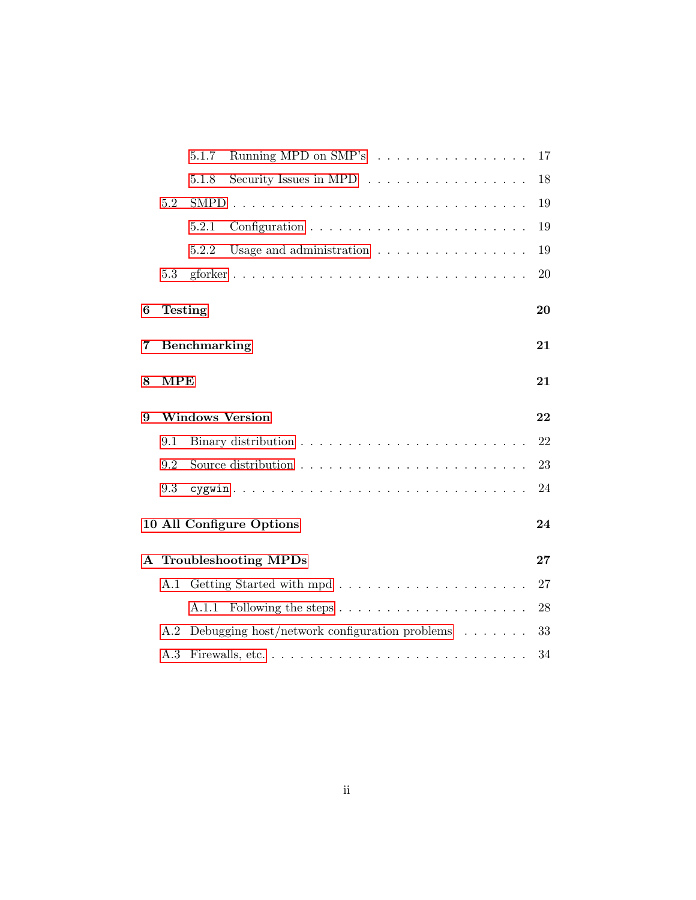- 5.1.7 Running MPD on SMP's . . . 17
- 5.1.8 Security Issues in MPD . . . 18
- 5.2 SMPD . . . 19
  - 5.2.1 Configuration . . . 19
  - 5.2.2 Usage and administration . . . 19
- 5.3 gforker . . . 20

**6 Testing** **20**

**7 Benchmarking** **21**

**8 MPE** **21**

**9 Windows Version** **22**

- 9.1 Binary distribution . . . 22
- 9.2 Source distribution . . . 23
- 9.3 `cygwin` . . . 24

**10 All Configure Options** **24**

**A Troubleshooting MPDs** **27**

- A.1 Getting Started with mpd . . . 27
  - A.1.1 Following the steps . . . 28
- A.2 Debugging host/network configuration problems . . . 33
- A.3 Firewalls, etc. . . . 34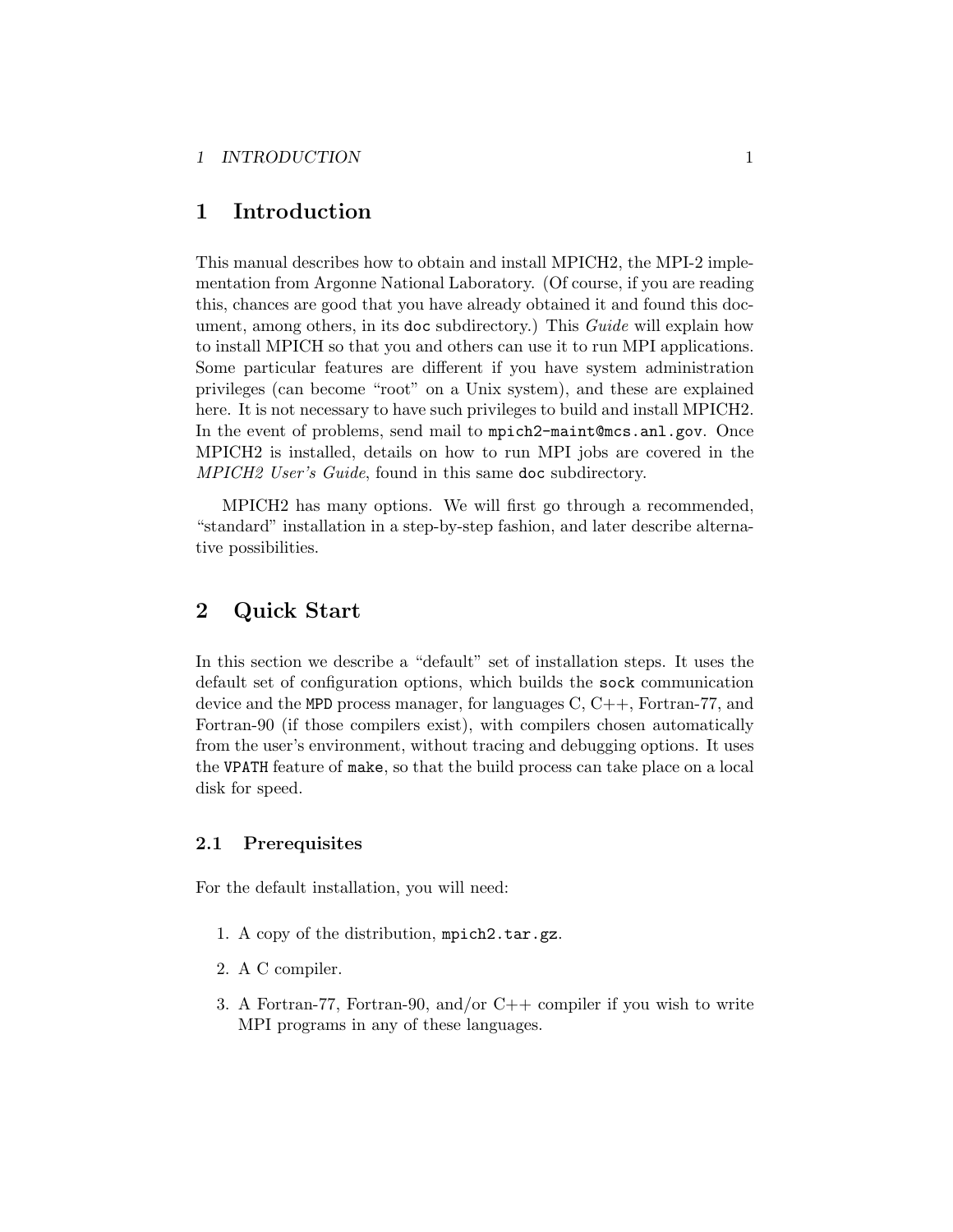# 1 Introduction

This manual describes how to obtain and install MPICH2, the MPI-2 implementation from Argonne National Laboratory. (Of course, if you are reading this, chances are good that you have already obtained it and found this document, among others, in its `doc` subdirectory.) This *Guide* will explain how to install MPICH so that you and others can use it to run MPI applications. Some particular features are different if you have system administration privileges (can become "root" on a Unix system), and these are explained here. It is not necessary to have such privileges to build and install MPICH2. In the event of problems, send mail to `mpich2-maint@mcs.anl.gov`. Once MPICH2 is installed, details on how to run MPI jobs are covered in the *MPICH2 User's Guide*, found in this same `doc` subdirectory.

MPICH2 has many options. We will first go through a recommended, "standard" installation in a step-by-step fashion, and later describe alternative possibilities.

# 2 Quick Start

In this section we describe a "default" set of installation steps. It uses the default set of configuration options, which builds the `sock` communication device and the `MPD` process manager, for languages C, C++, Fortran-77, and Fortran-90 (if those compilers exist), with compilers chosen automatically from the user's environment, without tracing and debugging options. It uses the `VPATH` feature of `make`, so that the build process can take place on a local disk for speed.

## 2.1 Prerequisites

For the default installation, you will need:

1. A copy of the distribution, `mpich2.tar.gz`.
2. A C compiler.
3. A Fortran-77, Fortran-90, and/or C++ compiler if you wish to write MPI programs in any of these languages.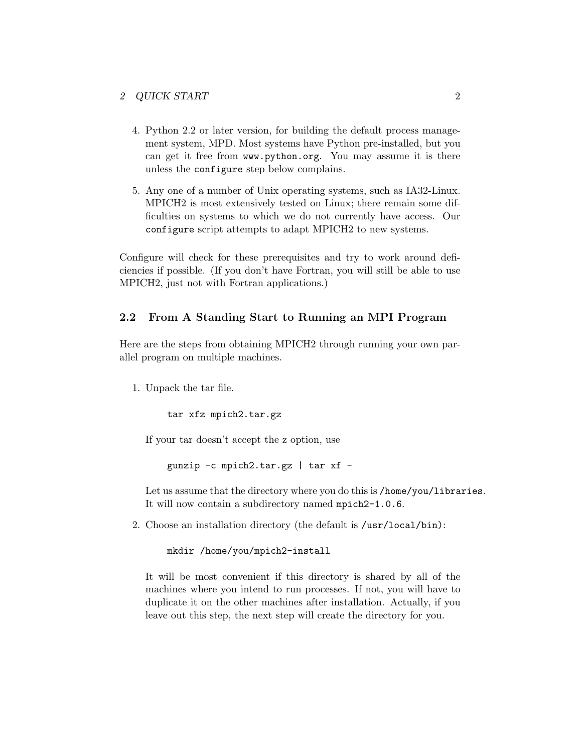4. Python 2.2 or later version, for building the default process management system, MPD. Most systems have Python pre-installed, but you can get it free from `www.python.org`. You may assume it is there unless the `configure` step below complains.

5. Any one of a number of Unix operating systems, such as IA32-Linux. MPICH2 is most extensively tested on Linux; there remain some difficulties on systems to which we do not currently have access. Our `configure` script attempts to adapt MPICH2 to new systems.

Configure will check for these prerequisites and try to work around deficiencies if possible. (If you don't have Fortran, you will still be able to use MPICH2, just not with Fortran applications.)

## 2.2 From A Standing Start to Running an MPI Program

Here are the steps from obtaining MPICH2 through running your own parallel program on multiple machines.

1. Unpack the tar file.

   ```
   tar xfz mpich2.tar.gz
   ```

   If your tar doesn't accept the z option, use

   ```
   gunzip -c mpich2.tar.gz | tar xf -
   ```

   Let us assume that the directory where you do this is `/home/you/libraries`. It will now contain a subdirectory named `mpich2-1.0.6`.

2. Choose an installation directory (the default is `/usr/local/bin`):

   ```
   mkdir /home/you/mpich2-install
   ```

   It will be most convenient if this directory is shared by all of the machines where you intend to run processes. If not, you will have to duplicate it on the other machines after installation. Actually, if you leave out this step, the next step will create the directory for you.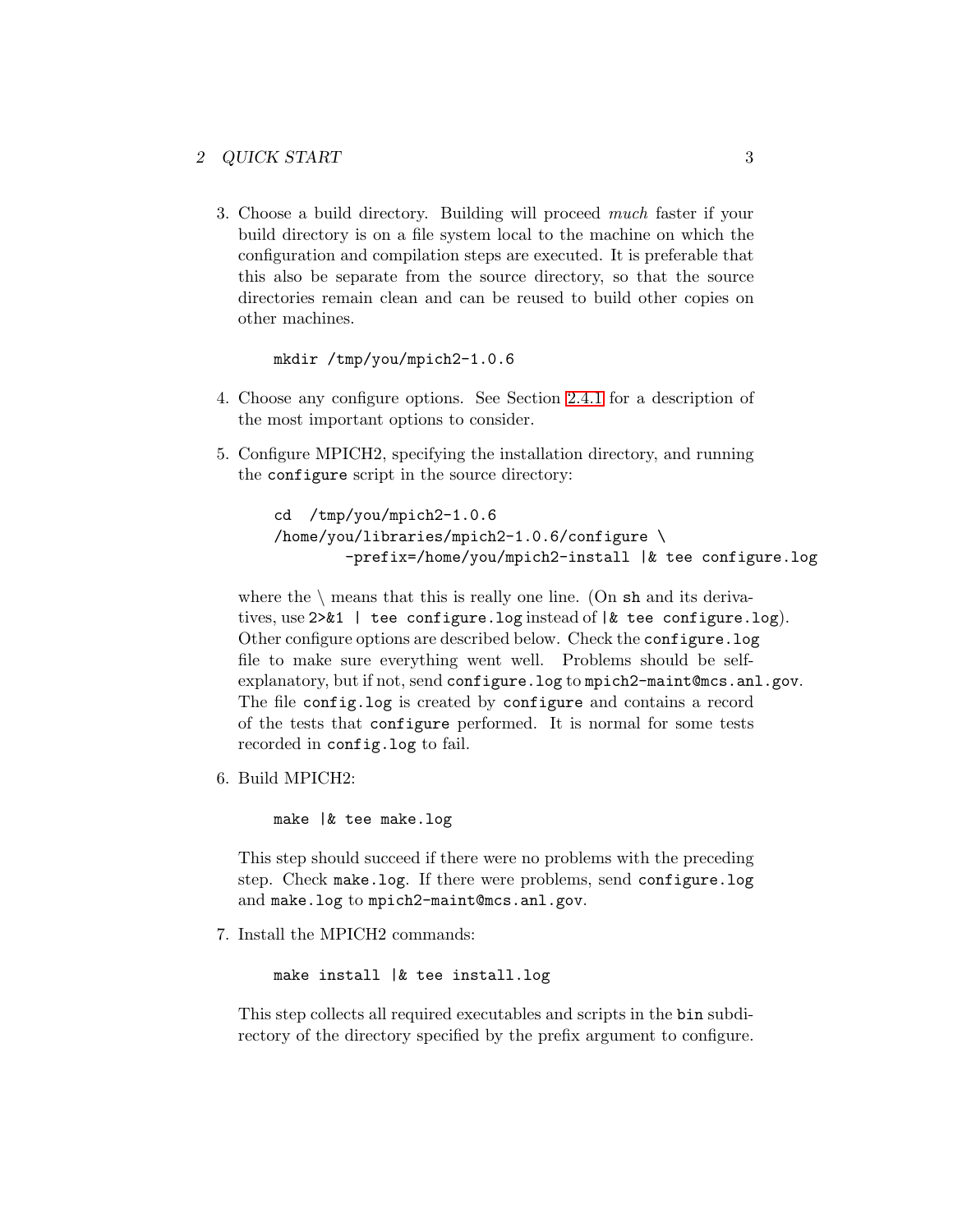3. Choose a build directory. Building will proceed *much* faster if your build directory is on a file system local to the machine on which the configuration and compilation steps are executed. It is preferable that this also be separate from the source directory, so that the source directories remain clean and can be reused to build other copies on other machines.

   ```
   mkdir /tmp/you/mpich2-1.0.6
   ```

4. Choose any configure options. See Section 2.4.1 for a description of the most important options to consider.

5. Configure MPICH2, specifying the installation directory, and running the `configure` script in the source directory:

   ```
   cd  /tmp/you/mpich2-1.0.6
   /home/you/libraries/mpich2-1.0.6/configure \
           -prefix=/home/you/mpich2-install |& tee configure.log
   ```

   where the \ means that this is really one line. (On `sh` and its derivatives, use `2>&1 | tee configure.log` instead of `|& tee configure.log`). Other configure options are described below. Check the `configure.log` file to make sure everything went well. Problems should be self-explanatory, but if not, send `configure.log` to `mpich2-maint@mcs.anl.gov`. The file `config.log` is created by `configure` and contains a record of the tests that `configure` performed. It is normal for some tests recorded in `config.log` to fail.

6. Build MPICH2:

   ```
   make |& tee make.log
   ```

   This step should succeed if there were no problems with the preceding step. Check `make.log`. If there were problems, send `configure.log` and `make.log` to `mpich2-maint@mcs.anl.gov`.

7. Install the MPICH2 commands:

   ```
   make install |& tee install.log
   ```

   This step collects all required executables and scripts in the `bin` subdirectory of the directory specified by the prefix argument to configure.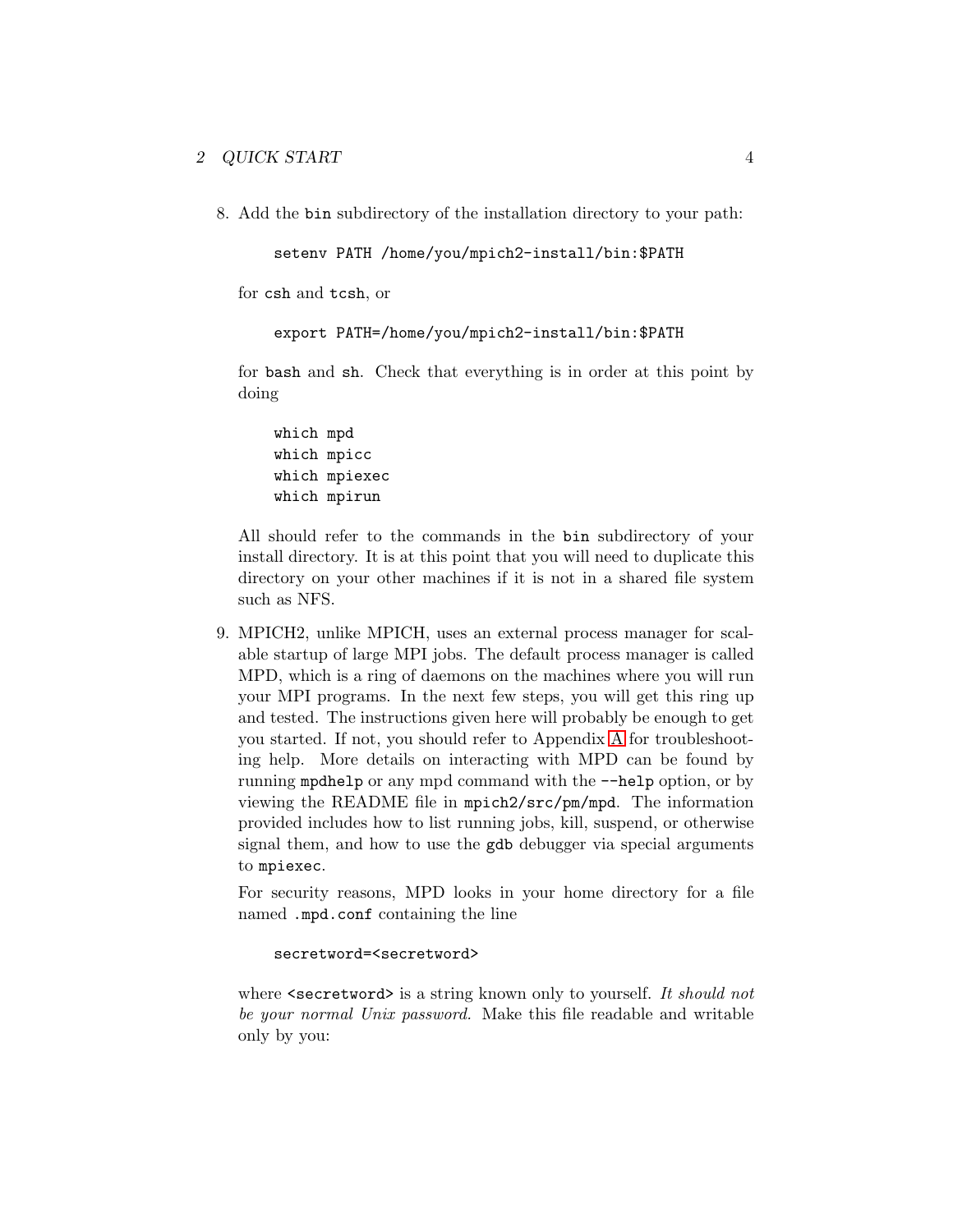8. Add the `bin` subdirectory of the installation directory to your path:

   ```
   setenv PATH /home/you/mpich2-install/bin:$PATH
   ```

   for `csh` and `tcsh`, or

   ```
   export PATH=/home/you/mpich2-install/bin:$PATH
   ```

   for `bash` and `sh`. Check that everything is in order at this point by doing

   ```
   which mpd
   which mpicc
   which mpiexec
   which mpirun
   ```

   All should refer to the commands in the `bin` subdirectory of your install directory. It is at this point that you will need to duplicate this directory on your other machines if it is not in a shared file system such as NFS.

9. MPICH2, unlike MPICH, uses an external process manager for scalable startup of large MPI jobs. The default process manager is called MPD, which is a ring of daemons on the machines where you will run your MPI programs. In the next few steps, you will get this ring up and tested. The instructions given here will probably be enough to get you started. If not, you should refer to Appendix A for troubleshooting help. More details on interacting with MPD can be found by running `mpdhelp` or any mpd command with the `--help` option, or by viewing the README file in `mpich2/src/pm/mpd`. The information provided includes how to list running jobs, kill, suspend, or otherwise signal them, and how to use the `gdb` debugger via special arguments to `mpiexec`.

   For security reasons, MPD looks in your home directory for a file named `.mpd.conf` containing the line

   ```
   secretword=<secretword>
   ```

   where `<secretword>` is a string known only to yourself. *It should not be your normal Unix password.* Make this file readable and writable only by you: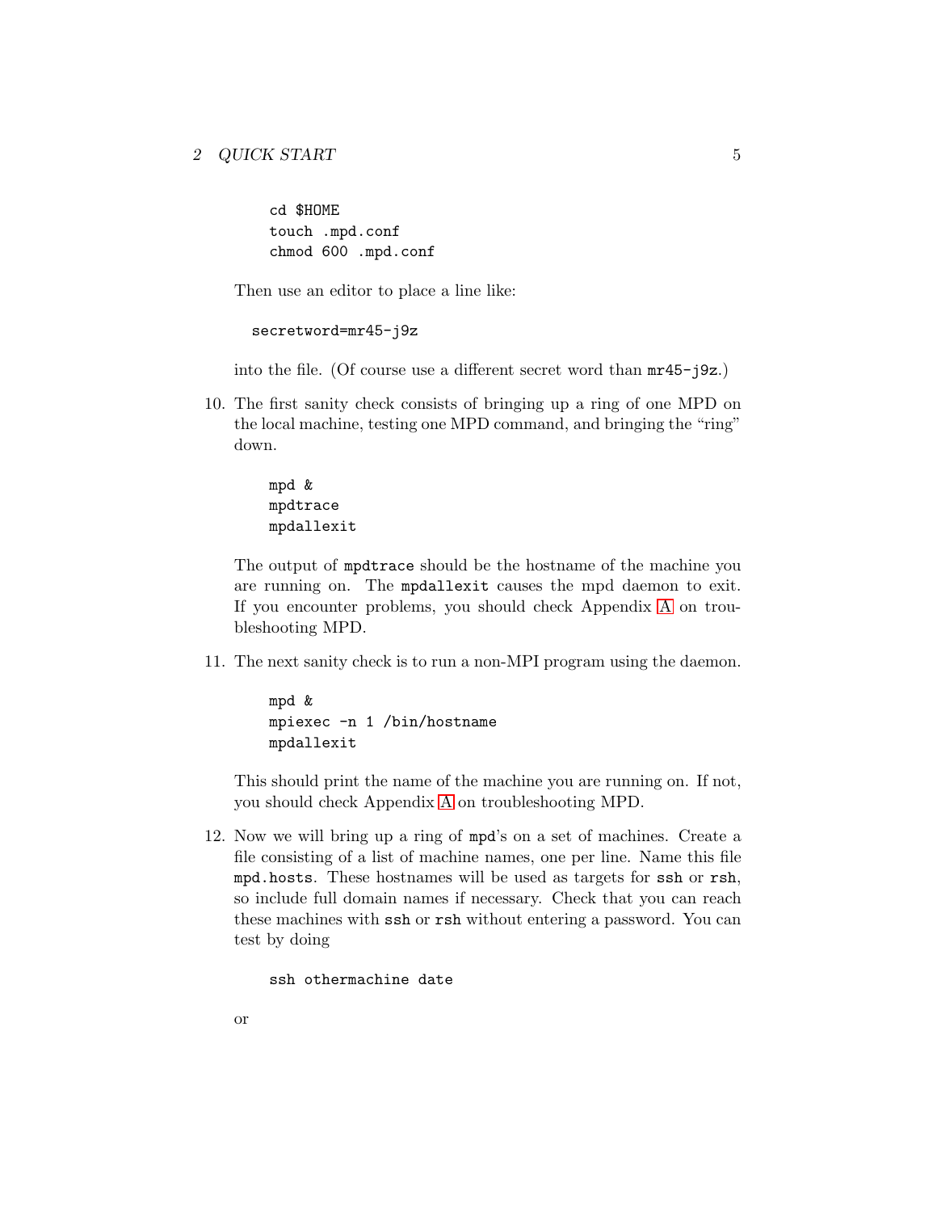```
cd $HOME
touch .mpd.conf
chmod 600 .mpd.conf
```

Then use an editor to place a line like:

```
secretword=mr45-j9z
```

into the file. (Of course use a different secret word than `mr45-j9z`.)

10. The first sanity check consists of bringing up a ring of one MPD on the local machine, testing one MPD command, and bringing the "ring" down.

    ```
    mpd &
    mpdtrace
    mpdallexit
    ```

    The output of `mpdtrace` should be the hostname of the machine you are running on. The `mpdallexit` causes the mpd daemon to exit. If you encounter problems, you should check Appendix A on troubleshooting MPD.

11. The next sanity check is to run a non-MPI program using the daemon.

    ```
    mpd &
    mpiexec -n 1 /bin/hostname
    mpdallexit
    ```

    This should print the name of the machine you are running on. If not, you should check Appendix A on troubleshooting MPD.

12. Now we will bring up a ring of `mpd`'s on a set of machines. Create a file consisting of a list of machine names, one per line. Name this file `mpd.hosts`. These hostnames will be used as targets for `ssh` or `rsh`, so include full domain names if necessary. Check that you can reach these machines with `ssh` or `rsh` without entering a password. You can test by doing

    ```
    ssh othermachine date
    ```

    or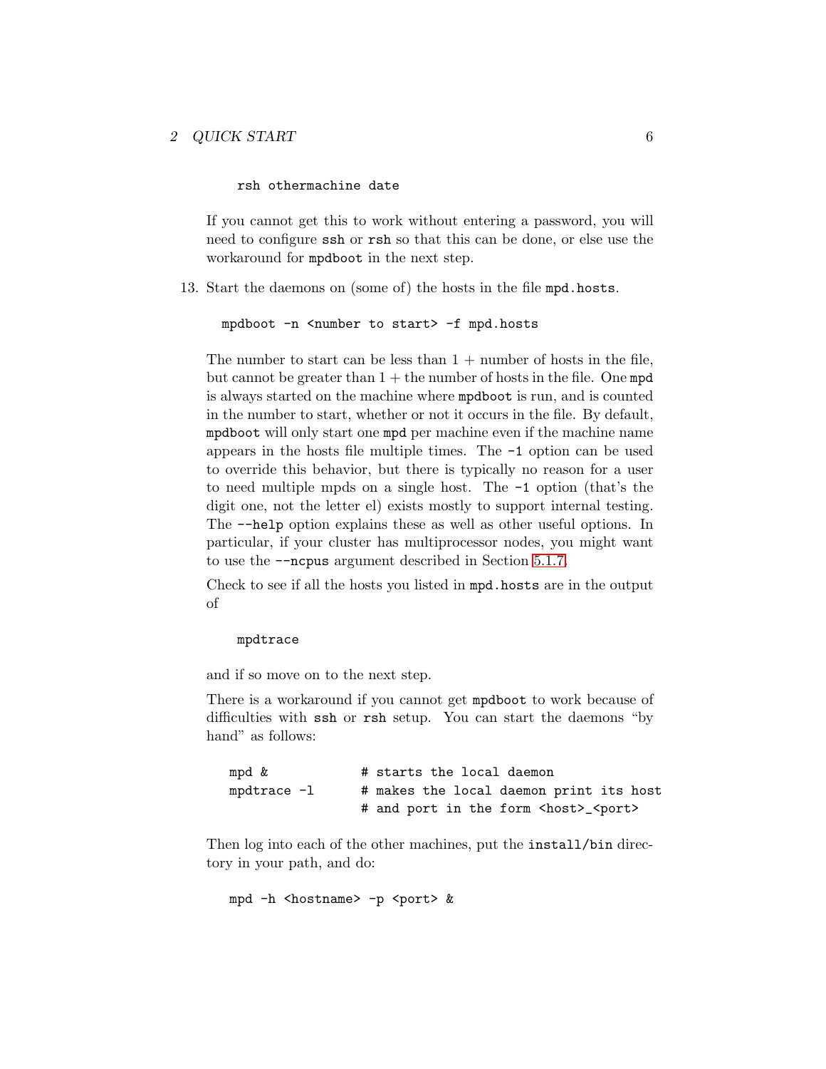```
rsh othermachine date
```

If you cannot get this to work without entering a password, you will need to configure `ssh` or `rsh` so that this can be done, or else use the workaround for `mpdboot` in the next step.

13. Start the daemons on (some of) the hosts in the file `mpd.hosts`.

    ```
    mpdboot -n <number to start> -f mpd.hosts
    ```

    The number to start can be less than 1 + number of hosts in the file, but cannot be greater than 1 + the number of hosts in the file. One `mpd` is always started on the machine where `mpdboot` is run, and is counted in the number to start, whether or not it occurs in the file. By default, `mpdboot` will only start one `mpd` per machine even if the machine name appears in the hosts file multiple times. The `-1` option can be used to override this behavior, but there is typically no reason for a user to need multiple mpds on a single host. The `-1` option (that's the digit one, not the letter el) exists mostly to support internal testing. The `--help` option explains these as well as other useful options. In particular, if your cluster has multiprocessor nodes, you might want to use the `--ncpus` argument described in Section 5.1.7.

    Check to see if all the hosts you listed in `mpd.hosts` are in the output of

    ```
    mpdtrace
    ```

    and if so move on to the next step.

    There is a workaround if you cannot get `mpdboot` to work because of difficulties with `ssh` or `rsh` setup. You can start the daemons "by hand" as follows:

    ```
    mpd &              # starts the local daemon
    mpdtrace -l        # makes the local daemon print its host
                       # and port in the form <host>_<port>
    ```

    Then log into each of the other machines, put the `install/bin` directory in your path, and do:

    ```
    mpd -h <hostname> -p <port> &
    ```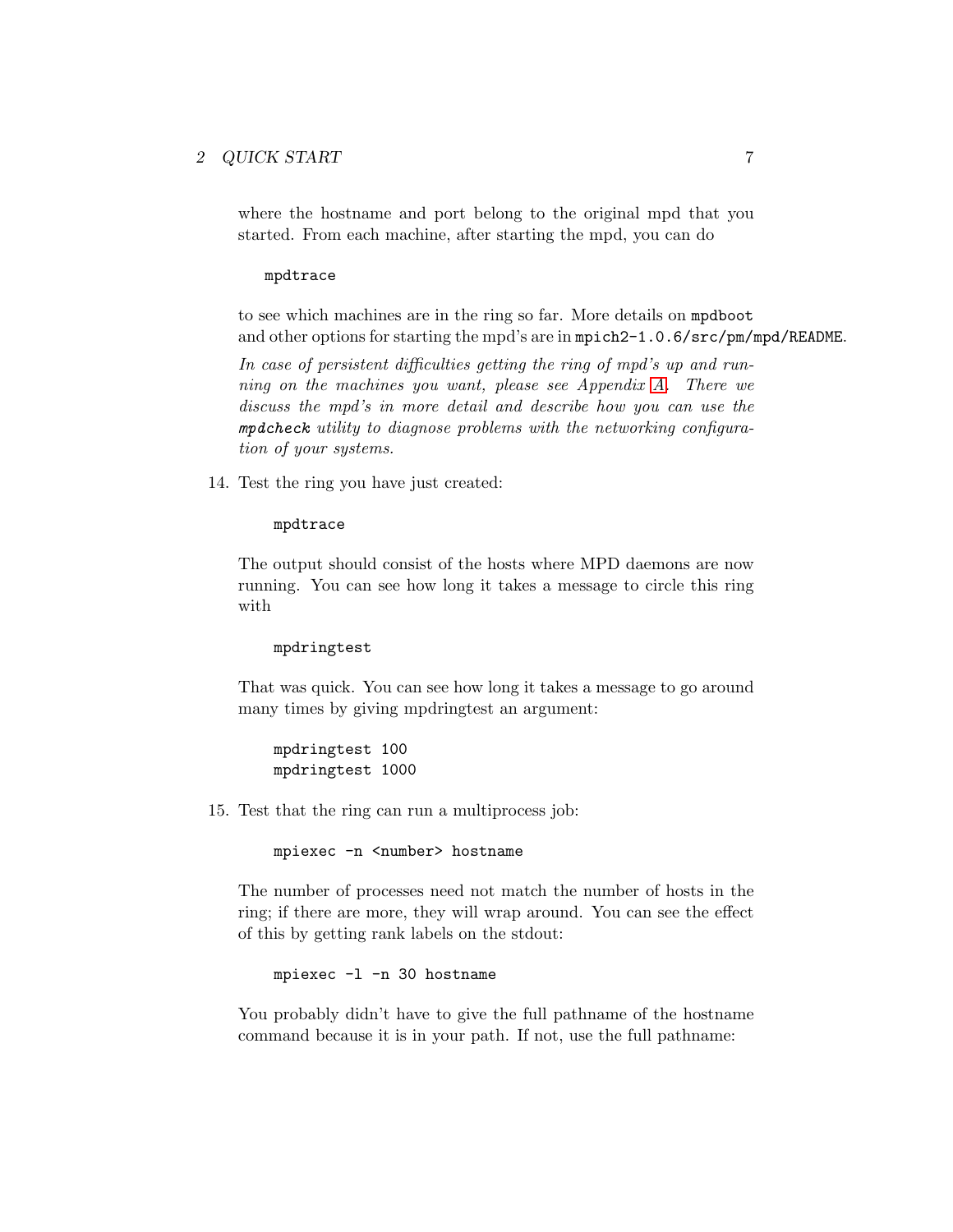where the hostname and port belong to the original mpd that you started. From each machine, after starting the mpd, you can do

```
mpdtrace
```

to see which machines are in the ring so far. More details on `mpdboot` and other options for starting the mpd's are in `mpich2-1.0.6/src/pm/mpd/README`.

*In case of persistent difficulties getting the ring of mpd's up and running on the machines you want, please see Appendix A. There we discuss the mpd's in more detail and describe how you can use the* ***`mpdcheck`*** *utility to diagnose problems with the networking configuration of your systems.*

14. Test the ring you have just created:

    ```
    mpdtrace
    ```

    The output should consist of the hosts where MPD daemons are now running. You can see how long it takes a message to circle this ring with

    ```
    mpdringtest
    ```

    That was quick. You can see how long it takes a message to go around many times by giving mpdringtest an argument:

    ```
    mpdringtest 100
    mpdringtest 1000
    ```

15. Test that the ring can run a multiprocess job:

    ```
    mpiexec -n <number> hostname
    ```

    The number of processes need not match the number of hosts in the ring; if there are more, they will wrap around. You can see the effect of this by getting rank labels on the stdout:

    ```
    mpiexec -l -n 30 hostname
    ```

    You probably didn't have to give the full pathname of the hostname command because it is in your path. If not, use the full pathname: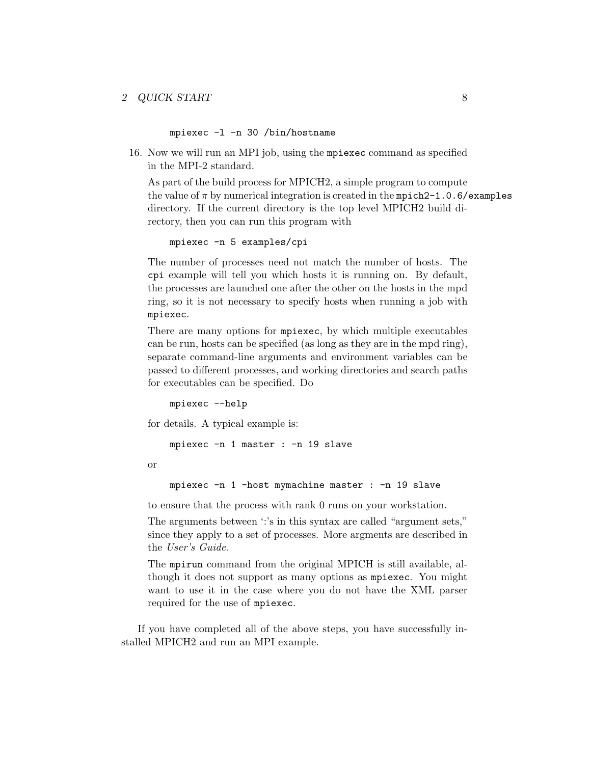```
mpiexec -l -n 30 /bin/hostname
```

16. Now we will run an MPI job, using the `mpiexec` command as specified in the MPI-2 standard.

    As part of the build process for MPICH2, a simple program to compute the value of $\pi$ by numerical integration is created in the `mpich2-1.0.6/examples` directory. If the current directory is the top level MPICH2 build directory, then you can run this program with

    ```
    mpiexec -n 5 examples/cpi
    ```

    The number of processes need not match the number of hosts. The `cpi` example will tell you which hosts it is running on. By default, the processes are launched one after the other on the hosts in the mpd ring, so it is not necessary to specify hosts when running a job with `mpiexec`.

    There are many options for `mpiexec`, by which multiple executables can be run, hosts can be specified (as long as they are in the mpd ring), separate command-line arguments and environment variables can be passed to different processes, and working directories and search paths for executables can be specified. Do

    ```
    mpiexec --help
    ```

    for details. A typical example is:

    ```
    mpiexec -n 1 master : -n 19 slave
    ```

    or

    ```
    mpiexec -n 1 -host mymachine master : -n 19 slave
    ```

    to ensure that the process with rank 0 runs on your workstation.

    The arguments between ':'s in this syntax are called "argument sets," since they apply to a set of processes. More argments are described in the *User's Guide*.

    The `mpirun` command from the original MPICH is still available, although it does not support as many options as `mpiexec`. You might want to use it in the case where you do not have the XML parser required for the use of `mpiexec`.

If you have completed all of the above steps, you have successfully installed MPICH2 and run an MPI example.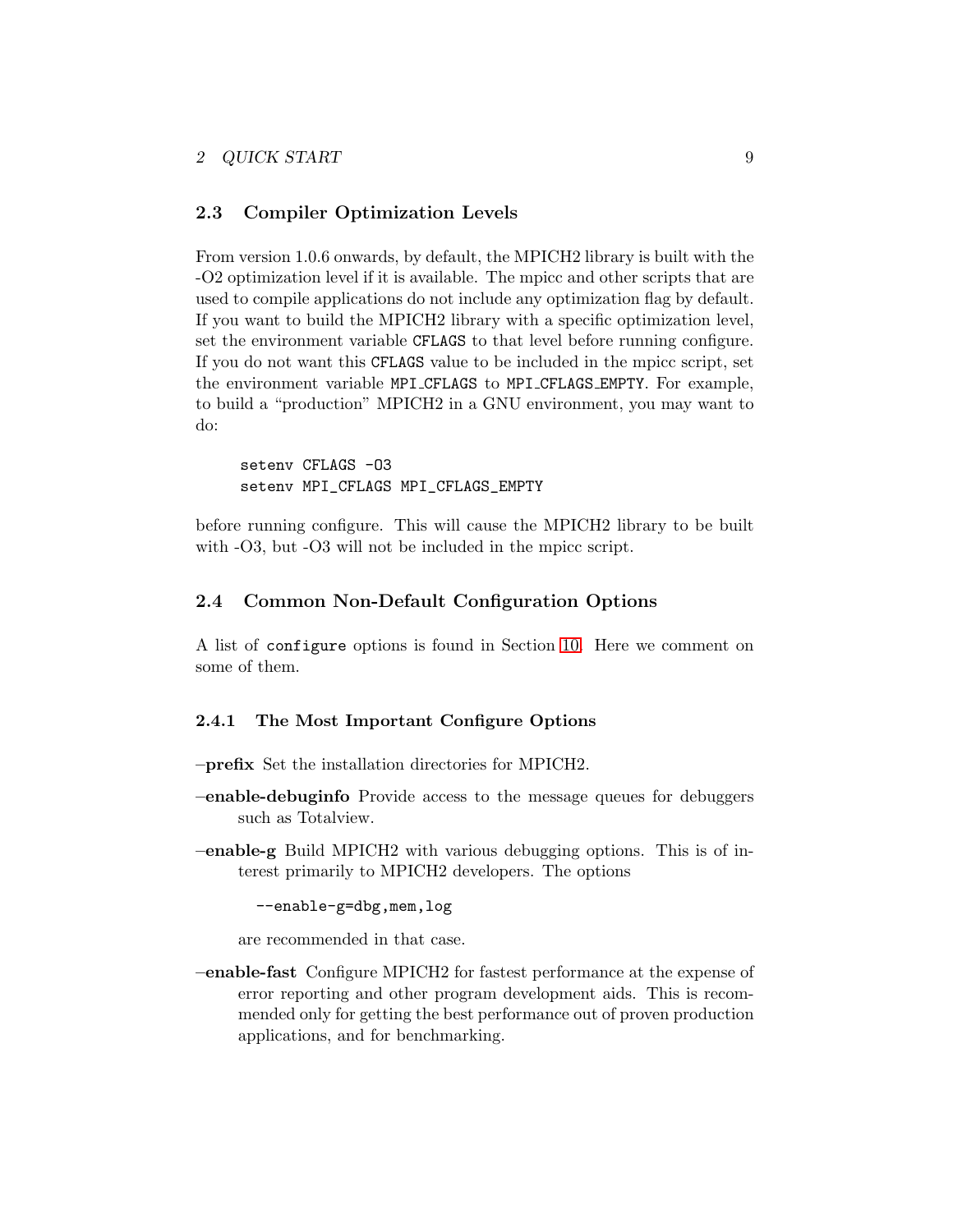## 2.3 Compiler Optimization Levels

From version 1.0.6 onwards, by default, the MPICH2 library is built with the -O2 optimization level if it is available. The mpicc and other scripts that are used to compile applications do not include any optimization flag by default. If you want to build the MPICH2 library with a specific optimization level, set the environment variable `CFLAGS` to that level before running configure. If you do not want this `CFLAGS` value to be included in the mpicc script, set the environment variable `MPI_CFLAGS` to `MPI_CFLAGS_EMPTY`. For example, to build a "production" MPICH2 in a GNU environment, you may want to do:

```
setenv CFLAGS -O3
setenv MPI_CFLAGS MPI_CFLAGS_EMPTY
```

before running configure. This will cause the MPICH2 library to be built with -O3, but -O3 will not be included in the mpicc script.

## 2.4 Common Non-Default Configuration Options

A list of `configure` options is found in Section 10. Here we comment on some of them.

### 2.4.1 The Most Important Configure Options

**--prefix** Set the installation directories for MPICH2.

**--enable-debuginfo** Provide access to the message queues for debuggers such as Totalview.

**--enable-g** Build MPICH2 with various debugging options. This is of interest primarily to MPICH2 developers. The options

```
--enable-g=dbg,mem,log
```

are recommended in that case.

**--enable-fast** Configure MPICH2 for fastest performance at the expense of error reporting and other program development aids. This is recommended only for getting the best performance out of proven production applications, and for benchmarking.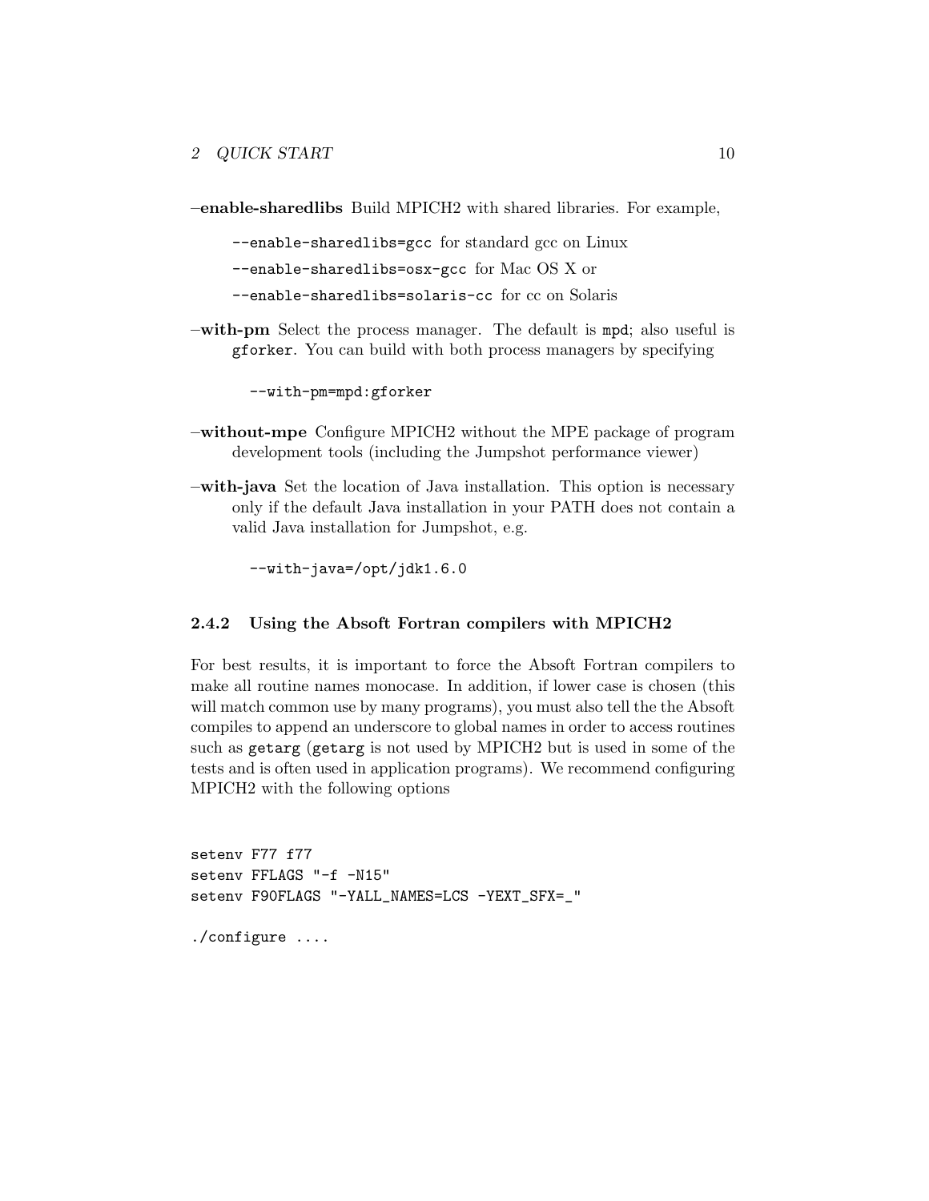**–enable-sharedlibs** Build MPICH2 with shared libraries. For example,

`--enable-sharedlibs=gcc` for standard gcc on Linux

`--enable-sharedlibs=osx-gcc` for Mac OS X or

`--enable-sharedlibs=solaris-cc` for cc on Solaris

**–with-pm** Select the process manager. The default is `mpd`; also useful is `gforker`. You can build with both process managers by specifying

```
--with-pm=mpd:gforker
```

**–without-mpe** Configure MPICH2 without the MPE package of program development tools (including the Jumpshot performance viewer)

**–with-java** Set the location of Java installation. This option is necessary only if the default Java installation in your PATH does not contain a valid Java installation for Jumpshot, e.g.

```
--with-java=/opt/jdk1.6.0
```

### 2.4.2 Using the Absoft Fortran compilers with MPICH2

For best results, it is important to force the Absoft Fortran compilers to make all routine names monocase. In addition, if lower case is chosen (this will match common use by many programs), you must also tell the the Absoft compiles to append an underscore to global names in order to access routines such as `getarg` (`getarg` is not used by MPICH2 but is used in some of the tests and is often used in application programs). We recommend configuring MPICH2 with the following options

```
setenv F77 f77
setenv FFLAGS "-f -N15"
setenv F90FLAGS "-YALL_NAMES=LCS -YEXT_SFX=_"

./configure ....
```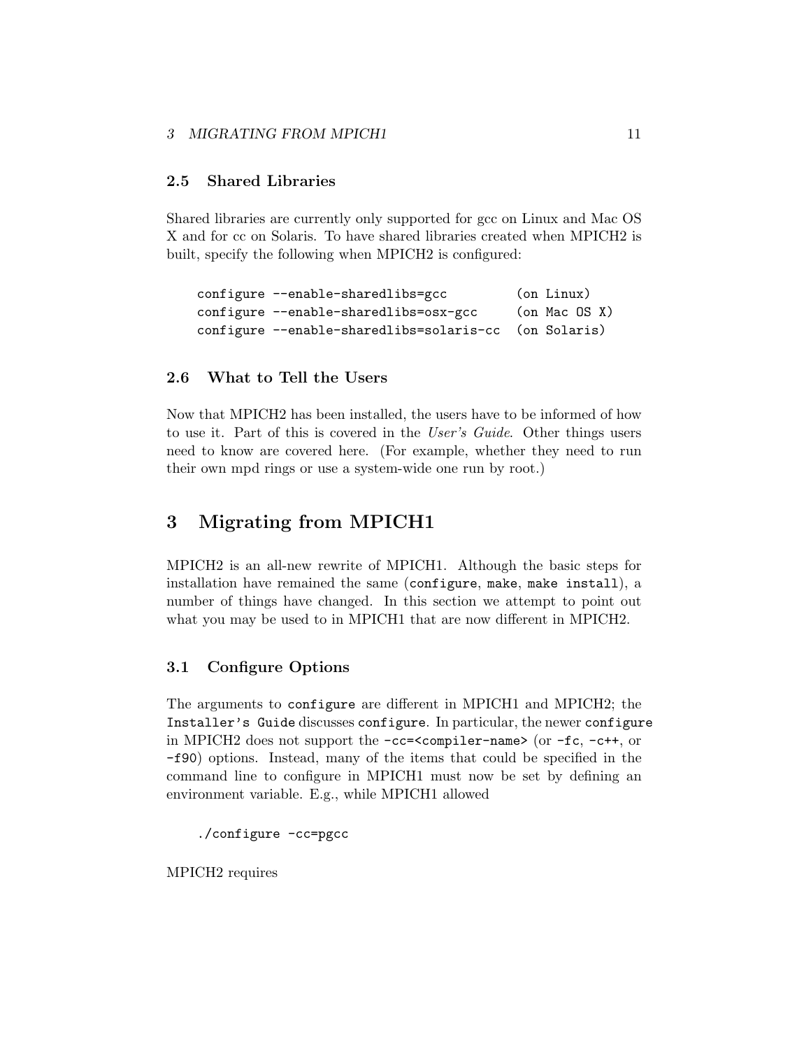### 2.5 Shared Libraries

Shared libraries are currently only supported for gcc on Linux and Mac OS X and for cc on Solaris. To have shared libraries created when MPICH2 is built, specify the following when MPICH2 is configured:

```
configure --enable-sharedlibs=gcc         (on Linux)
configure --enable-sharedlibs=osx-gcc     (on Mac OS X)
configure --enable-sharedlibs=solaris-cc  (on Solaris)
```

### 2.6 What to Tell the Users

Now that MPICH2 has been installed, the users have to be informed of how to use it. Part of this is covered in the *User's Guide*. Other things users need to know are covered here. (For example, whether they need to run their own mpd rings or use a system-wide one run by root.)

## 3 Migrating from MPICH1

MPICH2 is an all-new rewrite of MPICH1. Although the basic steps for installation have remained the same (`configure`, `make`, `make install`), a number of things have changed. In this section we attempt to point out what you may be used to in MPICH1 that are now different in MPICH2.

### 3.1 Configure Options

The arguments to `configure` are different in MPICH1 and MPICH2; the `Installer's Guide` discusses `configure`. In particular, the newer `configure` in MPICH2 does not support the `-cc=<compiler-name>` (or `-fc`, `-c++`, or `-f90`) options. Instead, many of the items that could be specified in the command line to configure in MPICH1 must now be set by defining an environment variable. E.g., while MPICH1 allowed

```
./configure -cc=pgcc
```

MPICH2 requires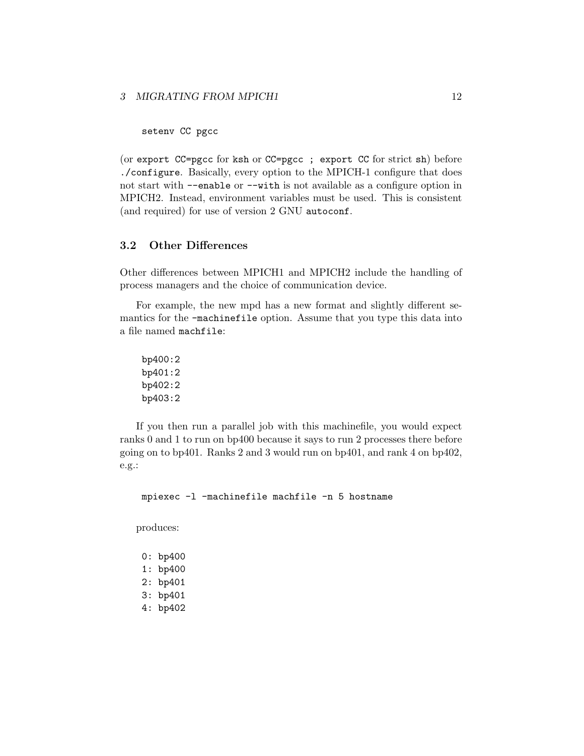```
setenv CC pgcc
```

(or `export CC=pgcc` for `ksh` or `CC=pgcc ; export CC` for strict `sh`) before `./configure`. Basically, every option to the MPICH-1 configure that does not start with `--enable` or `--with` is not available as a configure option in MPICH2. Instead, environment variables must be used. This is consistent (and required) for use of version 2 GNU `autoconf`.

### 3.2 Other Differences

Other differences between MPICH1 and MPICH2 include the handling of process managers and the choice of communication device.

For example, the new mpd has a new format and slightly different semantics for the `-machinefile` option. Assume that you type this data into a file named `machfile`:

```
bp400:2
bp401:2
bp402:2
bp403:2
```

If you then run a parallel job with this machinefile, you would expect ranks 0 and 1 to run on bp400 because it says to run 2 processes there before going on to bp401. Ranks 2 and 3 would run on bp401, and rank 4 on bp402, e.g.:

```
mpiexec -l -machinefile machfile -n 5 hostname
```

produces:

```
0: bp400
1: bp400
2: bp401
3: bp401
4: bp402
```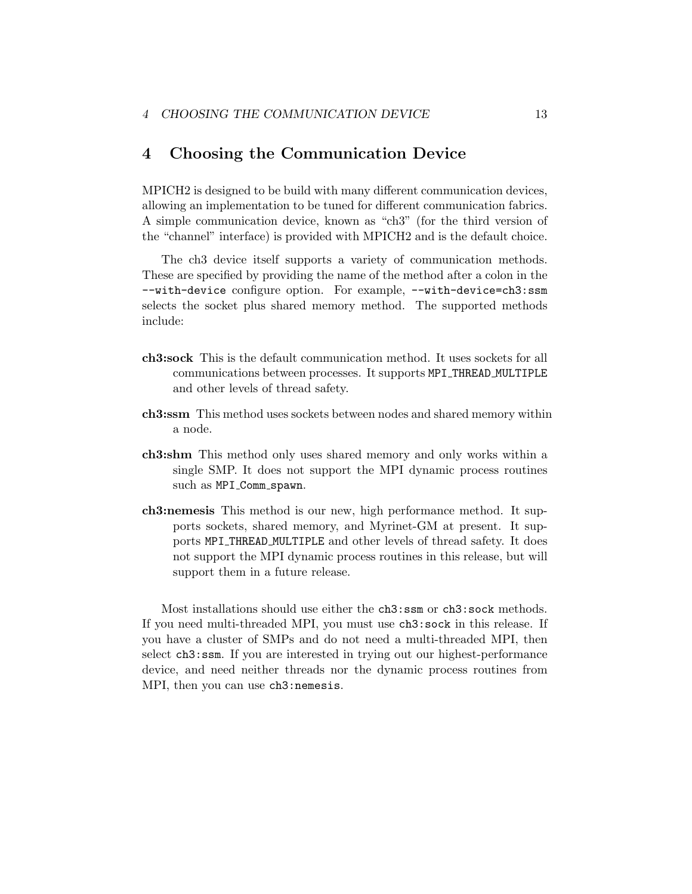# 4 Choosing the Communication Device

MPICH2 is designed to be build with many different communication devices, allowing an implementation to be tuned for different communication fabrics. A simple communication device, known as "ch3" (for the third version of the "channel" interface) is provided with MPICH2 and is the default choice.

The ch3 device itself supports a variety of communication methods. These are specified by providing the name of the method after a colon in the `--with-device` configure option. For example, `--with-device=ch3:ssm` selects the socket plus shared memory method. The supported methods include:

**ch3:sock** This is the default communication method. It uses sockets for all communications between processes. It supports `MPI_THREAD_MULTIPLE` and other levels of thread safety.

**ch3:ssm** This method uses sockets between nodes and shared memory within a node.

**ch3:shm** This method only uses shared memory and only works within a single SMP. It does not support the MPI dynamic process routines such as `MPI_Comm_spawn`.

**ch3:nemesis** This method is our new, high performance method. It supports sockets, shared memory, and Myrinet-GM at present. It supports `MPI_THREAD_MULTIPLE` and other levels of thread safety. It does not support the MPI dynamic process routines in this release, but will support them in a future release.

Most installations should use either the `ch3:ssm` or `ch3:sock` methods. If you need multi-threaded MPI, you must use `ch3:sock` in this release. If you have a cluster of SMPs and do not need a multi-threaded MPI, then select `ch3:ssm`. If you are interested in trying out our highest-performance device, and need neither threads nor the dynamic process routines from MPI, then you can use `ch3:nemesis`.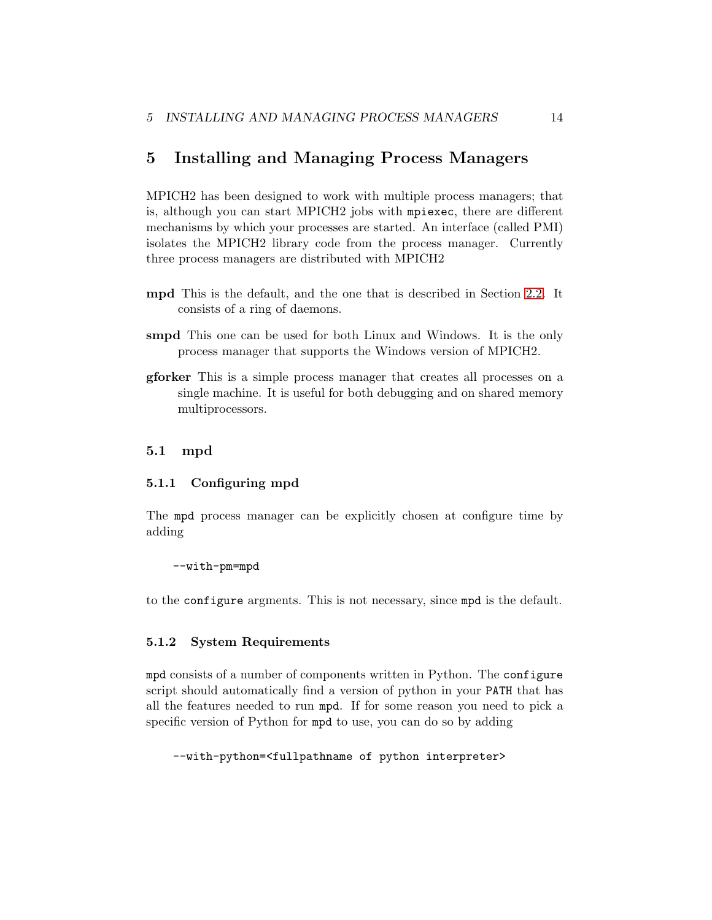# 5 Installing and Managing Process Managers

MPICH2 has been designed to work with multiple process managers; that is, although you can start MPICH2 jobs with `mpiexec`, there are different mechanisms by which your processes are started. An interface (called PMI) isolates the MPICH2 library code from the process manager. Currently three process managers are distributed with MPICH2

**mpd** This is the default, and the one that is described in Section 2.2. It consists of a ring of daemons.

**smpd** This one can be used for both Linux and Windows. It is the only process manager that supports the Windows version of MPICH2.

**gforker** This is a simple process manager that creates all processes on a single machine. It is useful for both debugging and on shared memory multiprocessors.

## 5.1 mpd

### 5.1.1 Configuring mpd

The `mpd` process manager can be explicitly chosen at configure time by adding

```
--with-pm=mpd
```

to the `configure` argments. This is not necessary, since `mpd` is the default.

### 5.1.2 System Requirements

`mpd` consists of a number of components written in Python. The `configure` script should automatically find a version of python in your `PATH` that has all the features needed to run `mpd`. If for some reason you need to pick a specific version of Python for `mpd` to use, you can do so by adding

```
--with-python=<fullpathname of python interpreter>
```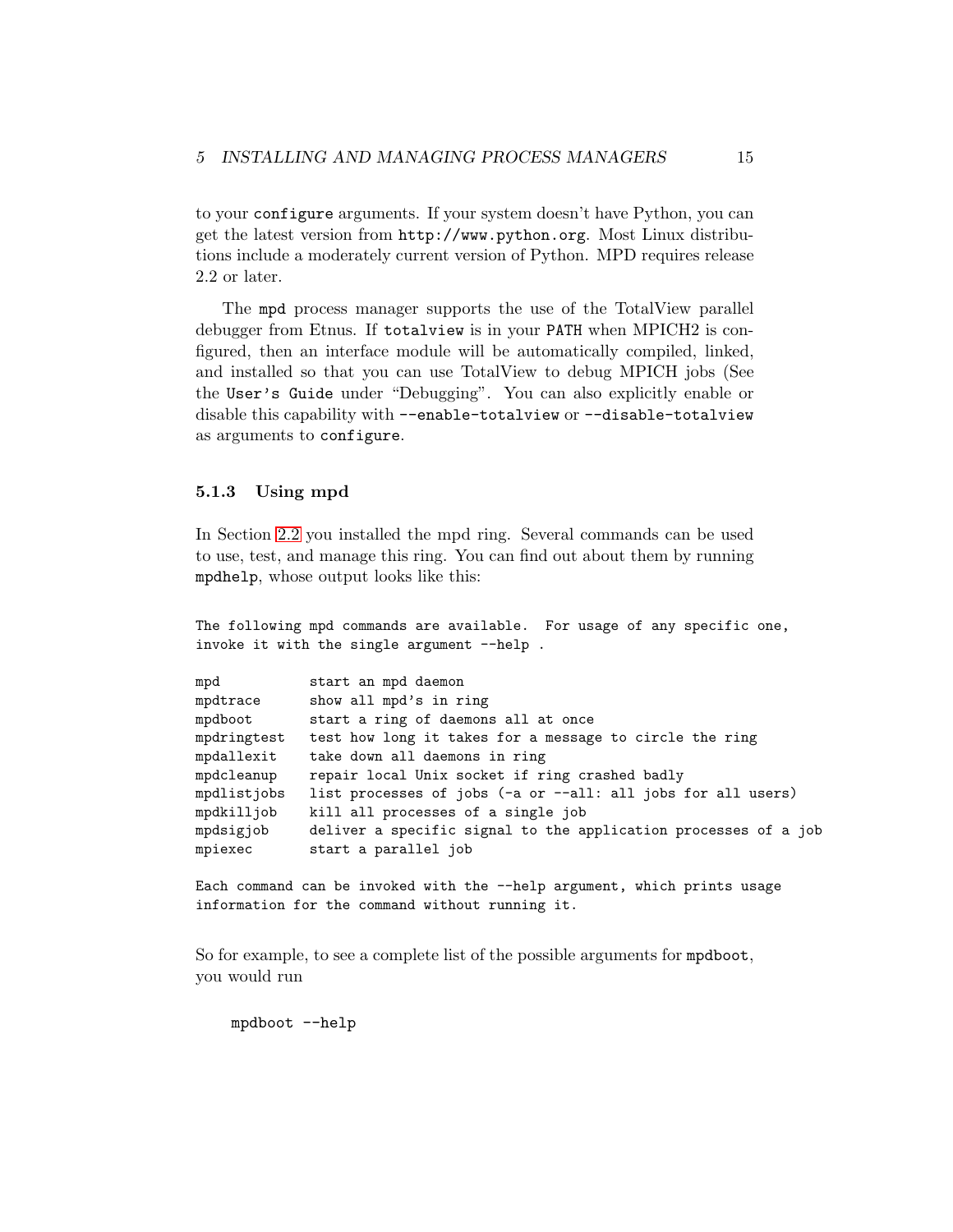to your `configure` arguments. If your system doesn't have Python, you can get the latest version from `http://www.python.org`. Most Linux distributions include a moderately current version of Python. MPD requires release 2.2 or later.

The `mpd` process manager supports the use of the TotalView parallel debugger from Etnus. If `totalview` is in your `PATH` when MPICH2 is configured, then an interface module will be automatically compiled, linked, and installed so that you can use TotalView to debug MPICH jobs (See the `User's Guide` under "Debugging". You can also explicitly enable or disable this capability with `--enable-totalview` or `--disable-totalview` as arguments to `configure`.

### 5.1.3 Using mpd

In Section 2.2 you installed the mpd ring. Several commands can be used to use, test, and manage this ring. You can find out about them by running `mpdhelp`, whose output looks like this:

```
The following mpd commands are available.  For usage of any specific one,
invoke it with the single argument --help .

mpd           start an mpd daemon
mpdtrace      show all mpd's in ring
mpdboot       start a ring of daemons all at once
mpdringtest   test how long it takes for a message to circle the ring
mpdallexit    take down all daemons in ring
mpdcleanup    repair local Unix socket if ring crashed badly
mpdlistjobs   list processes of jobs (-a or --all: all jobs for all users)
mpdkilljob    kill all processes of a single job
mpdsigjob     deliver a specific signal to the application processes of a job
mpiexec       start a parallel job

Each command can be invoked with the --help argument, which prints usage
information for the command without running it.
```

So for example, to see a complete list of the possible arguments for `mpdboot`, you would run

```
mpdboot --help
```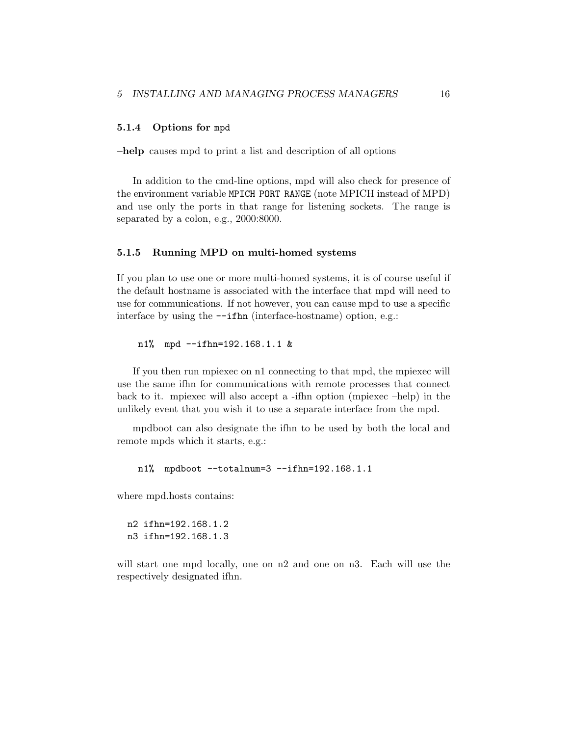#### 5.1.4 Options for `mpd`

**–help** causes mpd to print a list and description of all options

In addition to the cmd-line options, mpd will also check for presence of the environment variable `MPICH_PORT_RANGE` (note MPICH instead of MPD) and use only the ports in that range for listening sockets. The range is separated by a colon, e.g., 2000:8000.

#### 5.1.5 Running MPD on multi-homed systems

If you plan to use one or more multi-homed systems, it is of course useful if the default hostname is associated with the interface that mpd will need to use for communications. If not however, you can cause mpd to use a specific interface by using the `--ifhn` (interface-hostname) option, e.g.:

```
n1%  mpd --ifhn=192.168.1.1 &
```

If you then run mpiexec on n1 connecting to that mpd, the mpiexec will use the same ifhn for communications with remote processes that connect back to it. mpiexec will also accept a -ifhn option (mpiexec –help) in the unlikely event that you wish it to use a separate interface from the mpd.

mpdboot can also designate the ifhn to be used by both the local and remote mpds which it starts, e.g.:

```
n1%  mpdboot --totalnum=3 --ifhn=192.168.1.1
```

where mpd.hosts contains:

```
n2 ifhn=192.168.1.2
n3 ifhn=192.168.1.3
```

will start one mpd locally, one on n2 and one on n3. Each will use the respectively designated ifhn.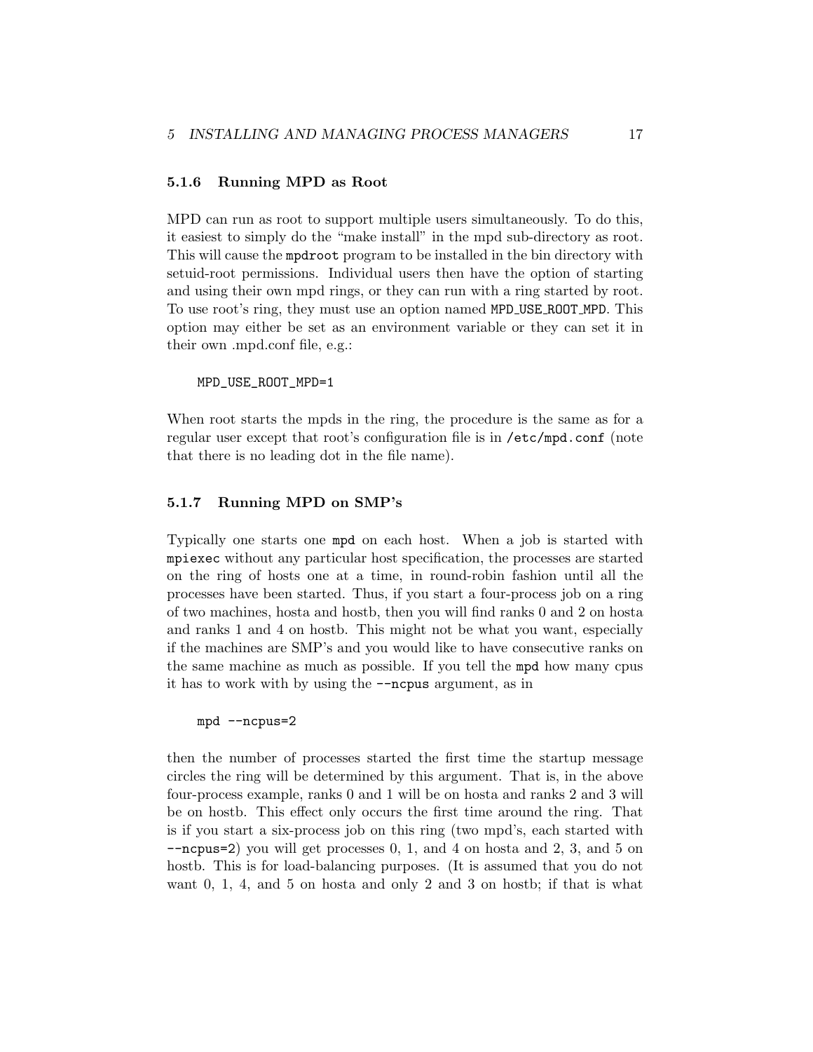### 5.1.6 Running MPD as Root

MPD can run as root to support multiple users simultaneously. To do this, it easiest to simply do the "make install" in the mpd sub-directory as root. This will cause the `mpdroot` program to be installed in the bin directory with setuid-root permissions. Individual users then have the option of starting and using their own mpd rings, or they can run with a ring started by root. To use root's ring, they must use an option named `MPD_USE_ROOT_MPD`. This option may either be set as an environment variable or they can set it in their own .mpd.conf file, e.g.:

```
MPD_USE_ROOT_MPD=1
```

When root starts the mpds in the ring, the procedure is the same as for a regular user except that root's configuration file is in `/etc/mpd.conf` (note that there is no leading dot in the file name).

### 5.1.7 Running MPD on SMP's

Typically one starts one `mpd` on each host. When a job is started with `mpiexec` without any particular host specification, the processes are started on the ring of hosts one at a time, in round-robin fashion until all the processes have been started. Thus, if you start a four-process job on a ring of two machines, hosta and hostb, then you will find ranks 0 and 2 on hosta and ranks 1 and 4 on hostb. This might not be what you want, especially if the machines are SMP's and you would like to have consecutive ranks on the same machine as much as possible. If you tell the `mpd` how many cpus it has to work with by using the `--ncpus` argument, as in

```
mpd --ncpus=2
```

then the number of processes started the first time the startup message circles the ring will be determined by this argument. That is, in the above four-process example, ranks 0 and 1 will be on hosta and ranks 2 and 3 will be on hostb. This effect only occurs the first time around the ring. That is if you start a six-process job on this ring (two mpd's, each started with `--ncpus=2`) you will get processes 0, 1, and 4 on hosta and 2, 3, and 5 on hostb. This is for load-balancing purposes. (It is assumed that you do not want 0, 1, 4, and 5 on hosta and only 2 and 3 on hostb; if that is what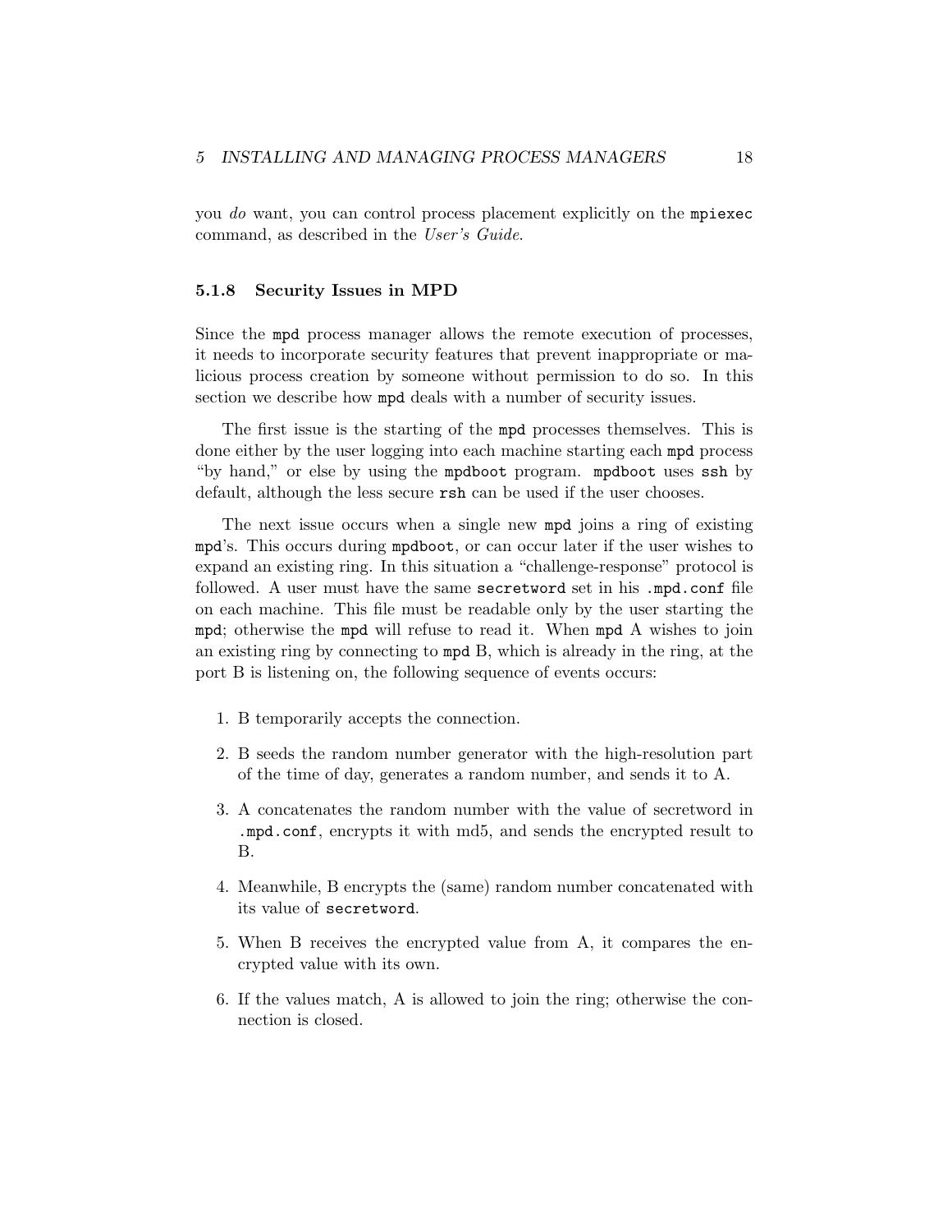you *do* want, you can control process placement explicitly on the `mpiexec` command, as described in the *User's Guide*.

### 5.1.8 Security Issues in MPD

Since the `mpd` process manager allows the remote execution of processes, it needs to incorporate security features that prevent inappropriate or malicious process creation by someone without permission to do so. In this section we describe how `mpd` deals with a number of security issues.

The first issue is the starting of the `mpd` processes themselves. This is done either by the user logging into each machine starting each `mpd` process "by hand," or else by using the `mpdboot` program. `mpdboot` uses `ssh` by default, although the less secure `rsh` can be used if the user chooses.

The next issue occurs when a single new `mpd` joins a ring of existing `mpd`'s. This occurs during `mpdboot`, or can occur later if the user wishes to expand an existing ring. In this situation a "challenge-response" protocol is followed. A user must have the same `secretword` set in his `.mpd.conf` file on each machine. This file must be readable only by the user starting the `mpd`; otherwise the `mpd` will refuse to read it. When `mpd` A wishes to join an existing ring by connecting to `mpd` B, which is already in the ring, at the port B is listening on, the following sequence of events occurs:

1. B temporarily accepts the connection.
2. B seeds the random number generator with the high-resolution part of the time of day, generates a random number, and sends it to A.
3. A concatenates the random number with the value of secretword in `.mpd.conf`, encrypts it with md5, and sends the encrypted result to B.
4. Meanwhile, B encrypts the (same) random number concatenated with its value of `secretword`.
5. When B receives the encrypted value from A, it compares the encrypted value with its own.
6. If the values match, A is allowed to join the ring; otherwise the connection is closed.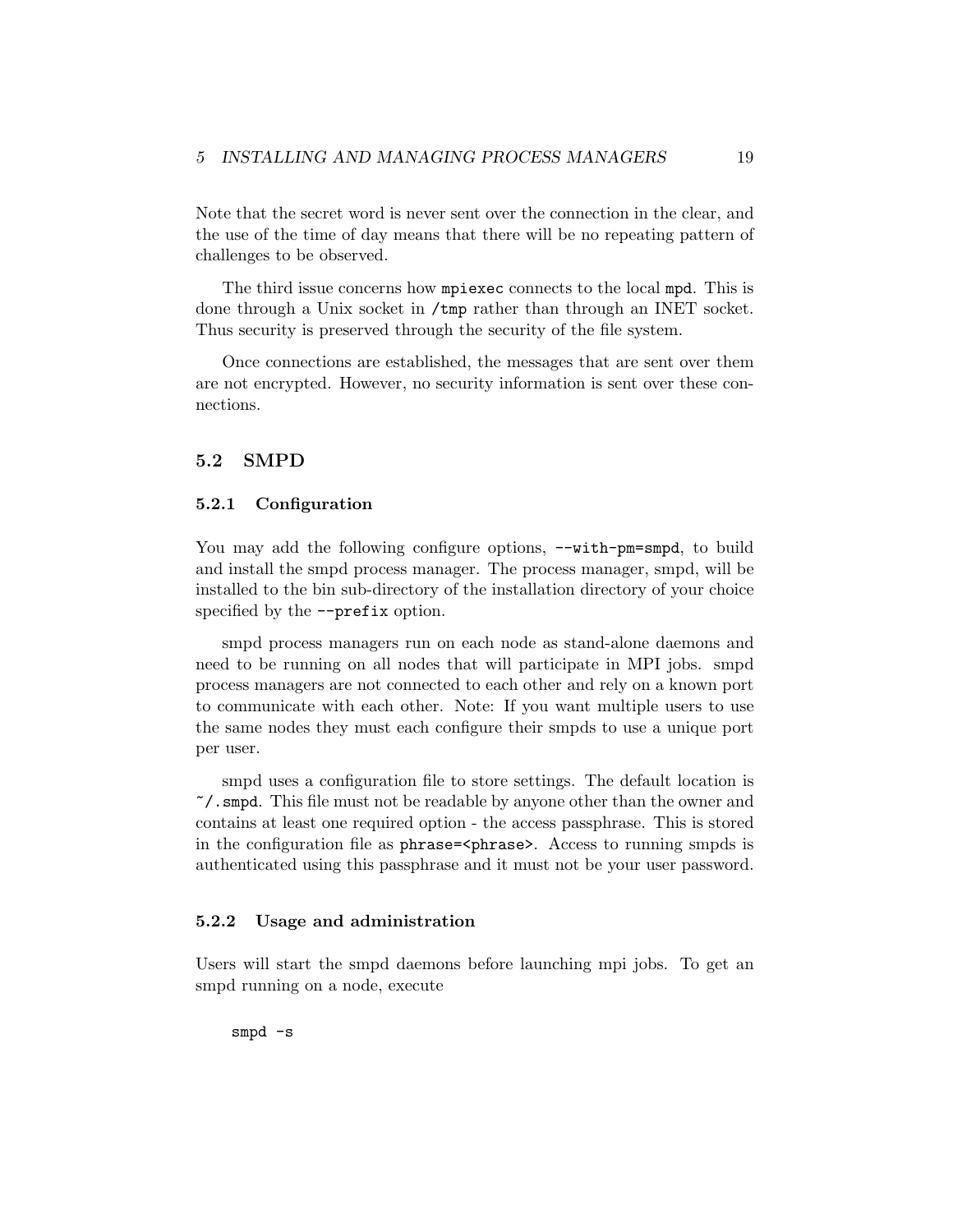Note that the secret word is never sent over the connection in the clear, and the use of the time of day means that there will be no repeating pattern of challenges to be observed.

The third issue concerns how `mpiexec` connects to the local `mpd`. This is done through a Unix socket in `/tmp` rather than through an INET socket. Thus security is preserved through the security of the file system.

Once connections are established, the messages that are sent over them are not encrypted. However, no security information is sent over these connections.

## 5.2 SMPD

### 5.2.1 Configuration

You may add the following configure options, `--with-pm=smpd`, to build and install the smpd process manager. The process manager, smpd, will be installed to the bin sub-directory of the installation directory of your choice specified by the `--prefix` option.

smpd process managers run on each node as stand-alone daemons and need to be running on all nodes that will participate in MPI jobs. smpd process managers are not connected to each other and rely on a known port to communicate with each other. Note: If you want multiple users to use the same nodes they must each configure their smpds to use a unique port per user.

smpd uses a configuration file to store settings. The default location is `~/.smpd`. This file must not be readable by anyone other than the owner and contains at least one required option - the access passphrase. This is stored in the configuration file as `phrase=<phrase>`. Access to running smpds is authenticated using this passphrase and it must not be your user password.

### 5.2.2 Usage and administration

Users will start the smpd daemons before launching mpi jobs. To get an smpd running on a node, execute

```
smpd -s
```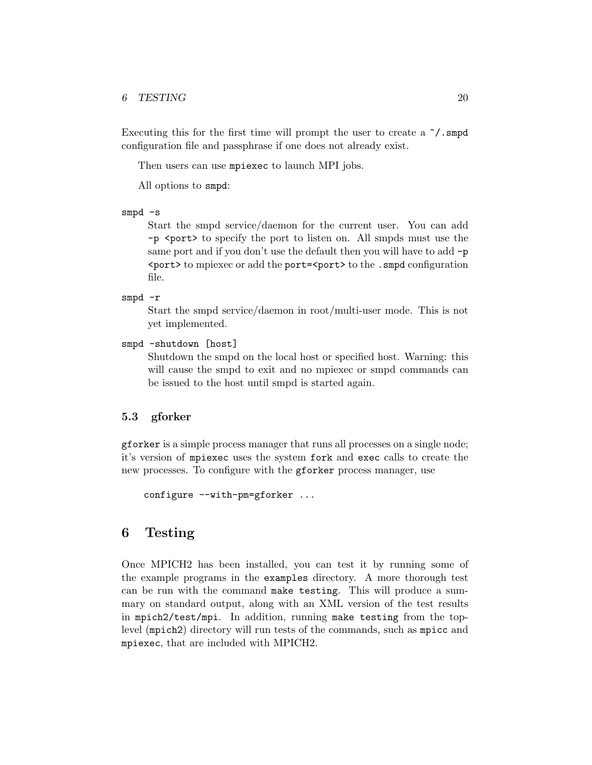Executing this for the first time will prompt the user to create a `~/.smpd` configuration file and passphrase if one does not already exist.

Then users can use `mpiexec` to launch MPI jobs.

All options to `smpd`:

`smpd -s`
: Start the smpd service/daemon for the current user. You can add `-p <port>` to specify the port to listen on. All smpds must use the same port and if you don't use the default then you will have to add `-p <port>` to mpiexec or add the `port=<port>` to the `.smpd` configuration file.

`smpd -r`
: Start the smpd service/daemon in root/multi-user mode. This is not yet implemented.

`smpd -shutdown [host]`
: Shutdown the smpd on the local host or specified host. Warning: this will cause the smpd to exit and no mpiexec or smpd commands can be issued to the host until smpd is started again.

### 5.3 gforker

`gforker` is a simple process manager that runs all processes on a single node; it's version of `mpiexec` uses the system `fork` and `exec` calls to create the new processes. To configure with the `gforker` process manager, use

```
configure --with-pm=gforker ...
```

## 6 Testing

Once MPICH2 has been installed, you can test it by running some of the example programs in the `examples` directory. A more thorough test can be run with the command `make testing`. This will produce a summary on standard output, along with an XML version of the test results in `mpich2/test/mpi`. In addition, running `make testing` from the top-level (`mpich2`) directory will run tests of the commands, such as `mpicc` and `mpiexec`, that are included with MPICH2.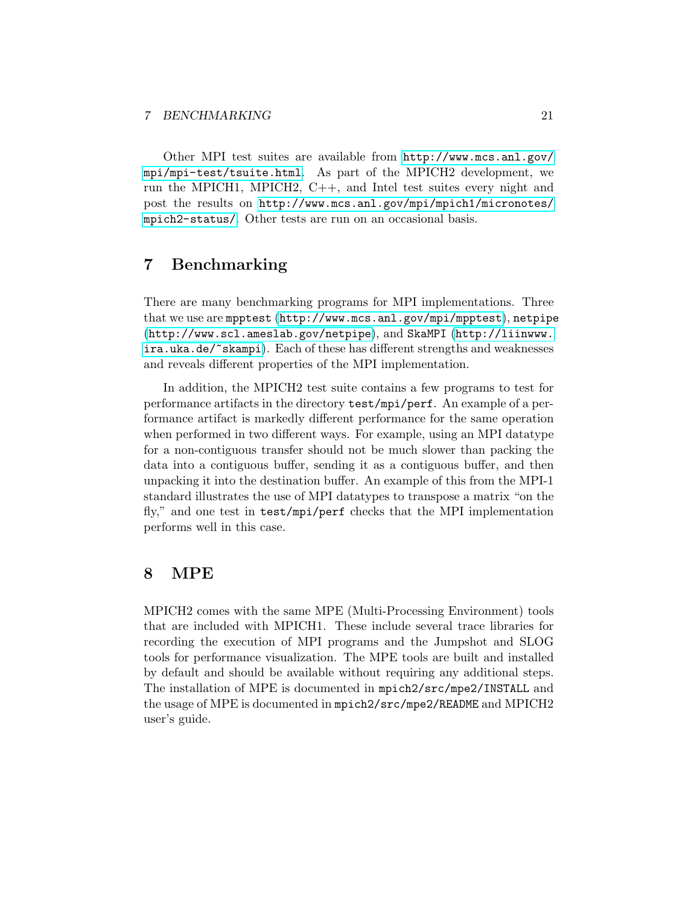Other MPI test suites are available from http://www.mcs.anl.gov/mpi/mpi-test/tsuite.html. As part of the MPICH2 development, we run the MPICH1, MPICH2, C++, and Intel test suites every night and post the results on http://www.mcs.anl.gov/mpi/mpich1/micronotes/mpich2-status/. Other tests are run on an occasional basis.

# 7 Benchmarking

There are many benchmarking programs for MPI implementations. Three that we use are `mpptest` (http://www.mcs.anl.gov/mpi/mpptest), `netpipe` (http://www.scl.ameslab.gov/netpipe), and `SkaMPI` (http://liinwww.ira.uka.de/~skampi). Each of these has different strengths and weaknesses and reveals different properties of the MPI implementation.

In addition, the MPICH2 test suite contains a few programs to test for performance artifacts in the directory `test/mpi/perf`. An example of a performance artifact is markedly different performance for the same operation when performed in two different ways. For example, using an MPI datatype for a non-contiguous transfer should not be much slower than packing the data into a contiguous buffer, sending it as a contiguous buffer, and then unpacking it into the destination buffer. An example of this from the MPI-1 standard illustrates the use of MPI datatypes to transpose a matrix "on the fly," and one test in `test/mpi/perf` checks that the MPI implementation performs well in this case.

# 8 MPE

MPICH2 comes with the same MPE (Multi-Processing Environment) tools that are included with MPICH1. These include several trace libraries for recording the execution of MPI programs and the Jumpshot and SLOG tools for performance visualization. The MPE tools are built and installed by default and should be available without requiring any additional steps. The installation of MPE is documented in `mpich2/src/mpe2/INSTALL` and the usage of MPE is documented in `mpich2/src/mpe2/README` and MPICH2 user's guide.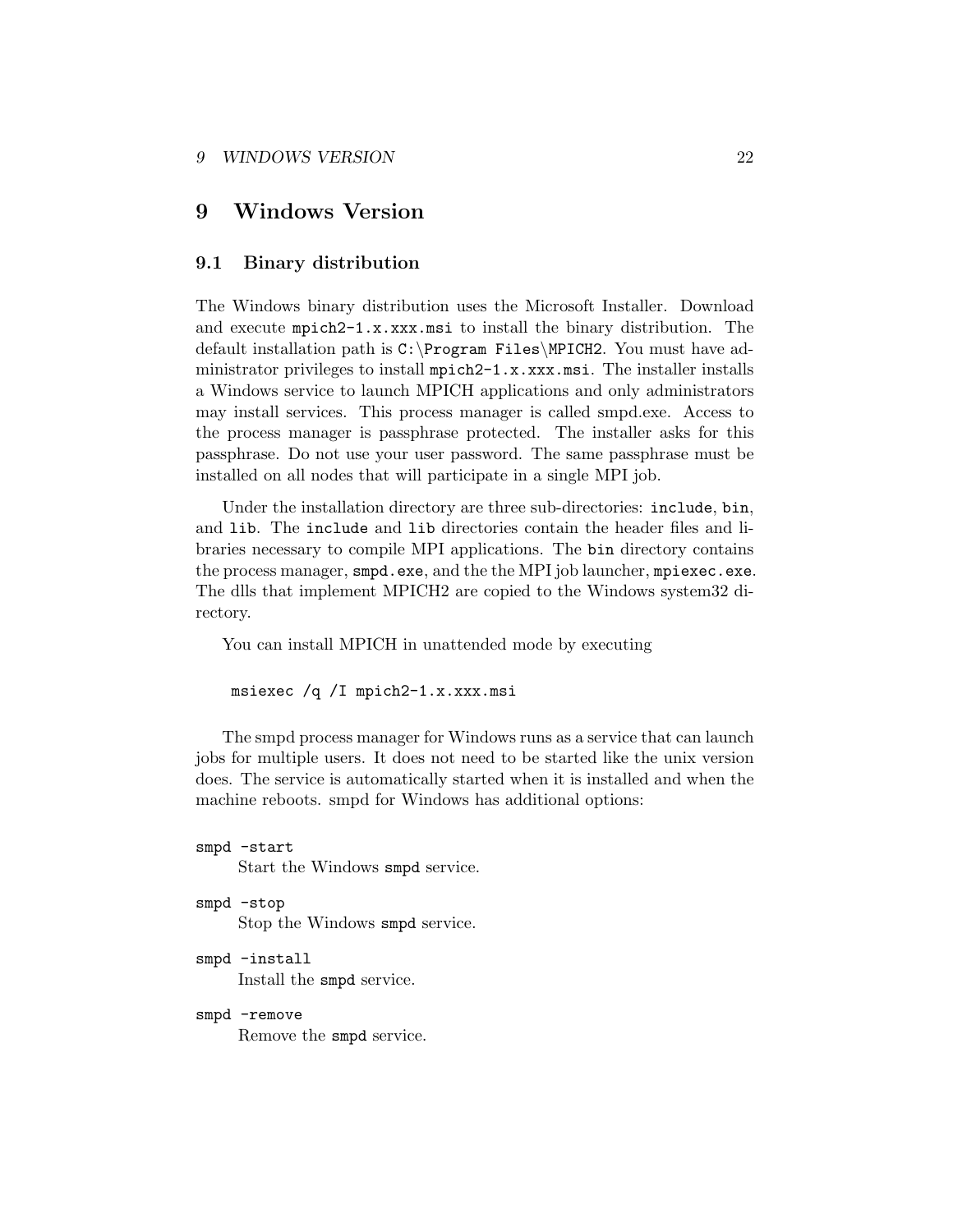# 9 Windows Version

## 9.1 Binary distribution

The Windows binary distribution uses the Microsoft Installer. Download and execute `mpich2-1.x.xxx.msi` to install the binary distribution. The default installation path is `C:\Program Files\MPICH2`. You must have administrator privileges to install `mpich2-1.x.xxx.msi`. The installer installs a Windows service to launch MPICH applications and only administrators may install services. This process manager is called smpd.exe. Access to the process manager is passphrase protected. The installer asks for this passphrase. Do not use your user password. The same passphrase must be installed on all nodes that will participate in a single MPI job.

Under the installation directory are three sub-directories: `include`, `bin`, and `lib`. The `include` and `lib` directories contain the header files and libraries necessary to compile MPI applications. The `bin` directory contains the process manager, `smpd.exe`, and the the MPI job launcher, `mpiexec.exe`. The dlls that implement MPICH2 are copied to the Windows system32 directory.

You can install MPICH in unattended mode by executing

```
msiexec /q /I mpich2-1.x.xxx.msi
```

The smpd process manager for Windows runs as a service that can launch jobs for multiple users. It does not need to be started like the unix version does. The service is automatically started when it is installed and when the machine reboots. smpd for Windows has additional options:

`smpd -start`
: Start the Windows `smpd` service.

`smpd -stop`
: Stop the Windows `smpd` service.

`smpd -install`
: Install the `smpd` service.

`smpd -remove`
: Remove the `smpd` service.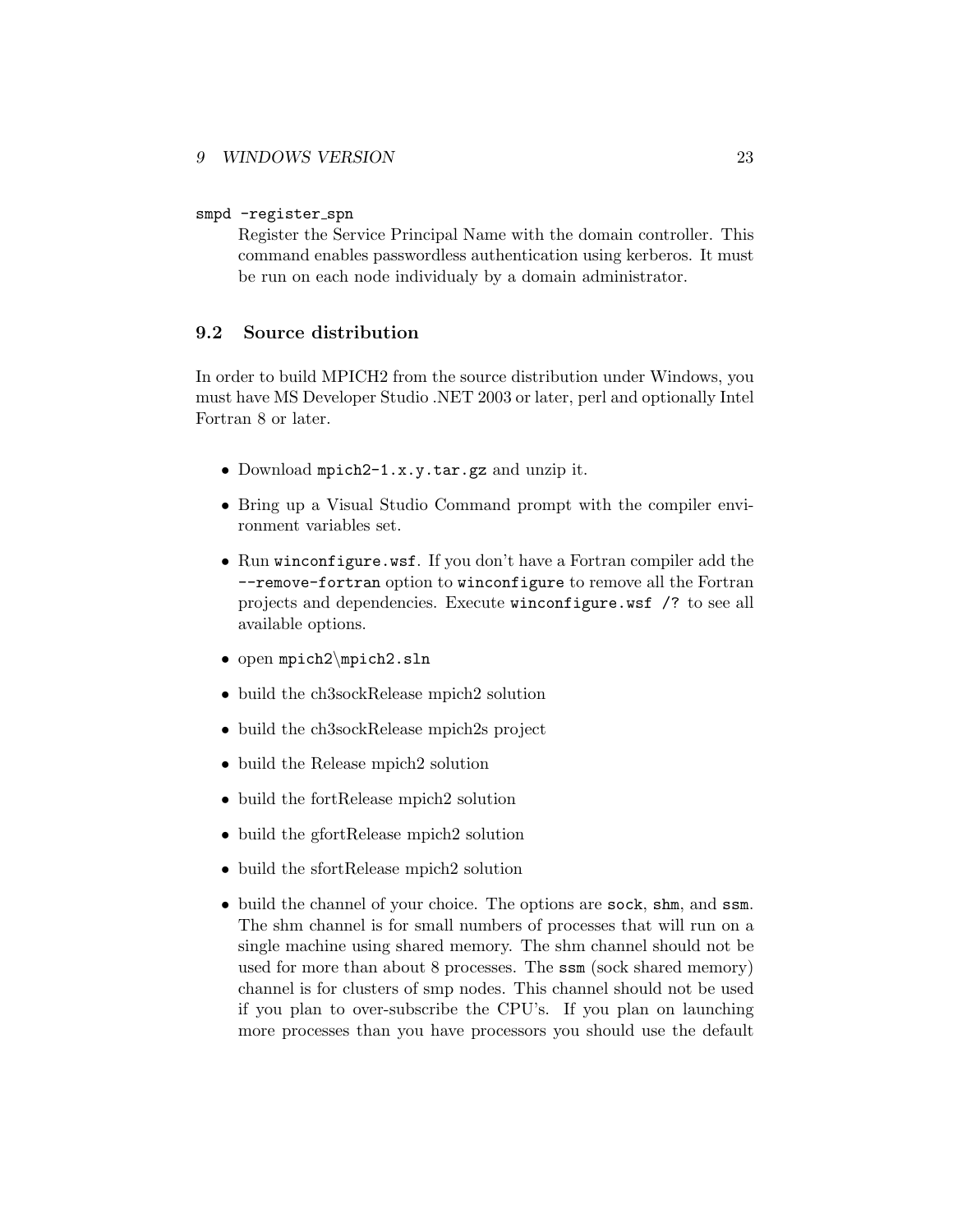`smpd -register_spn`

Register the Service Principal Name with the domain controller. This command enables passwordless authentication using kerberos. It must be run on each node individualy by a domain administrator.

## 9.2 Source distribution

In order to build MPICH2 from the source distribution under Windows, you must have MS Developer Studio .NET 2003 or later, perl and optionally Intel Fortran 8 or later.

- Download `mpich2-1.x.y.tar.gz` and unzip it.
- Bring up a Visual Studio Command prompt with the compiler environment variables set.
- Run `winconfigure.wsf`. If you don't have a Fortran compiler add the `--remove-fortran` option to `winconfigure` to remove all the Fortran projects and dependencies. Execute `winconfigure.wsf /?` to see all available options.
- open `mpich2\mpich2.sln`
- build the ch3sockRelease mpich2 solution
- build the ch3sockRelease mpich2s project
- build the Release mpich2 solution
- build the fortRelease mpich2 solution
- build the gfortRelease mpich2 solution
- build the sfortRelease mpich2 solution
- build the channel of your choice. The options are `sock`, `shm`, and `ssm`. The shm channel is for small numbers of processes that will run on a single machine using shared memory. The shm channel should not be used for more than about 8 processes. The `ssm` (sock shared memory) channel is for clusters of smp nodes. This channel should not be used if you plan to over-subscribe the CPU's. If you plan on launching more processes than you have processors you should use the default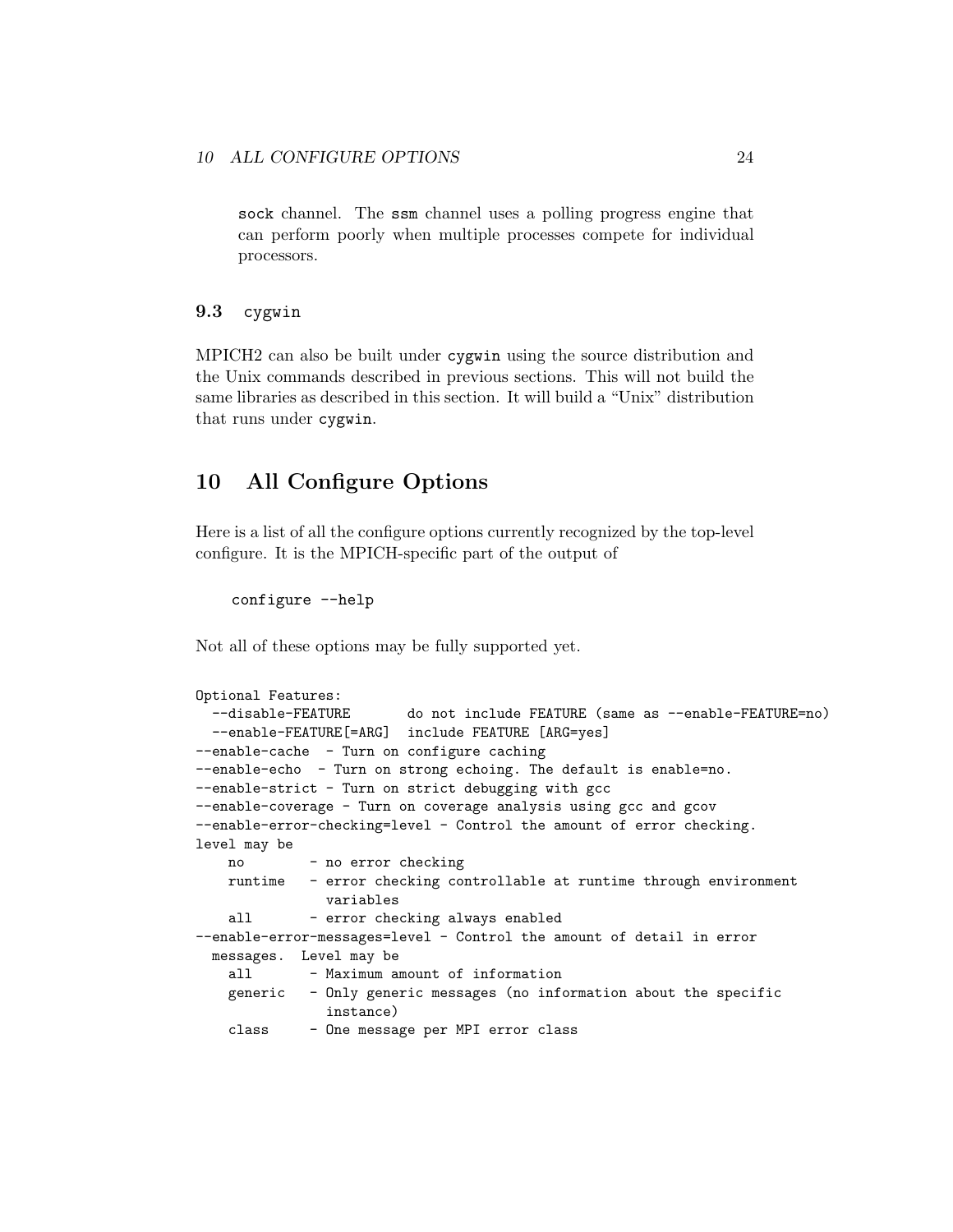sock channel. The ssm channel uses a polling progress engine that can perform poorly when multiple processes compete for individual processors.

### 9.3 cygwin

MPICH2 can also be built under cygwin using the source distribution and the Unix commands described in previous sections. This will not build the same libraries as described in this section. It will build a "Unix" distribution that runs under cygwin.

## 10 All Configure Options

Here is a list of all the configure options currently recognized by the top-level configure. It is the MPICH-specific part of the output of

```
configure --help
```

Not all of these options may be fully supported yet.

```
Optional Features:
  --disable-FEATURE       do not include FEATURE (same as --enable-FEATURE=no)
  --enable-FEATURE[=ARG]  include FEATURE [ARG=yes]
--enable-cache  - Turn on configure caching
--enable-echo  - Turn on strong echoing. The default is enable=no.
--enable-strict - Turn on strict debugging with gcc
--enable-coverage - Turn on coverage analysis using gcc and gcov
--enable-error-checking=level - Control the amount of error checking.
level may be
    no        - no error checking
    runtime   - error checking controllable at runtime through environment
                variables
    all       - error checking always enabled
--enable-error-messages=level - Control the amount of detail in error
  messages.  Level may be
    all       - Maximum amount of information
    generic   - Only generic messages (no information about the specific
                instance)
    class     - One message per MPI error class
```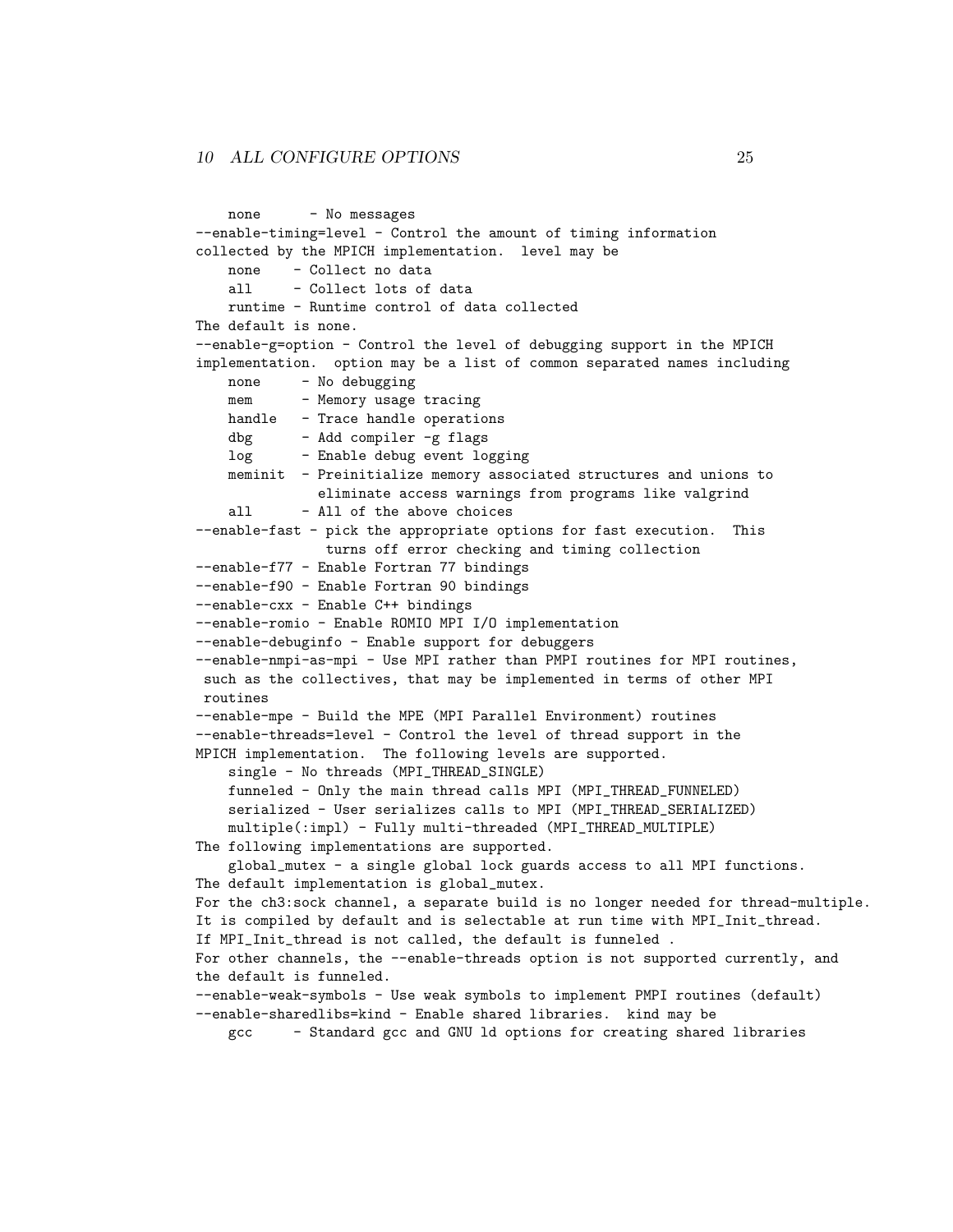```
    none      - No messages
--enable-timing=level - Control the amount of timing information
collected by the MPICH implementation.  level may be
    none    - Collect no data
    all     - Collect lots of data
    runtime - Runtime control of data collected
The default is none.
--enable-g=option - Control the level of debugging support in the MPICH
implementation.  option may be a list of common separated names including
    none     - No debugging
    mem      - Memory usage tracing
    handle   - Trace handle operations
    dbg      - Add compiler -g flags
    log      - Enable debug event logging
    meminit  - Preinitialize memory associated structures and unions to
               eliminate access warnings from programs like valgrind
    all      - All of the above choices
--enable-fast - pick the appropriate options for fast execution.  This
                turns off error checking and timing collection
--enable-f77 - Enable Fortran 77 bindings
--enable-f90 - Enable Fortran 90 bindings
--enable-cxx - Enable C++ bindings
--enable-romio - Enable ROMIO MPI I/O implementation
--enable-debuginfo - Enable support for debuggers
--enable-nmpi-as-mpi - Use MPI rather than PMPI routines for MPI routines,
 such as the collectives, that may be implemented in terms of other MPI
 routines
--enable-mpe - Build the MPE (MPI Parallel Environment) routines
--enable-threads=level - Control the level of thread support in the
MPICH implementation.  The following levels are supported.
    single - No threads (MPI_THREAD_SINGLE)
    funneled - Only the main thread calls MPI (MPI_THREAD_FUNNELED)
    serialized - User serializes calls to MPI (MPI_THREAD_SERIALIZED)
    multiple(:impl) - Fully multi-threaded (MPI_THREAD_MULTIPLE)
The following implementations are supported.
    global_mutex - a single global lock guards access to all MPI functions.
The default implementation is global_mutex.
For the ch3:sock channel, a separate build is no longer needed for thread-multiple.
It is compiled by default and is selectable at run time with MPI_Init_thread.
If MPI_Init_thread is not called, the default is funneled .
For other channels, the --enable-threads option is not supported currently, and
the default is funneled.
--enable-weak-symbols - Use weak symbols to implement PMPI routines (default)
--enable-sharedlibs=kind - Enable shared libraries.  kind may be
    gcc     - Standard gcc and GNU ld options for creating shared libraries
```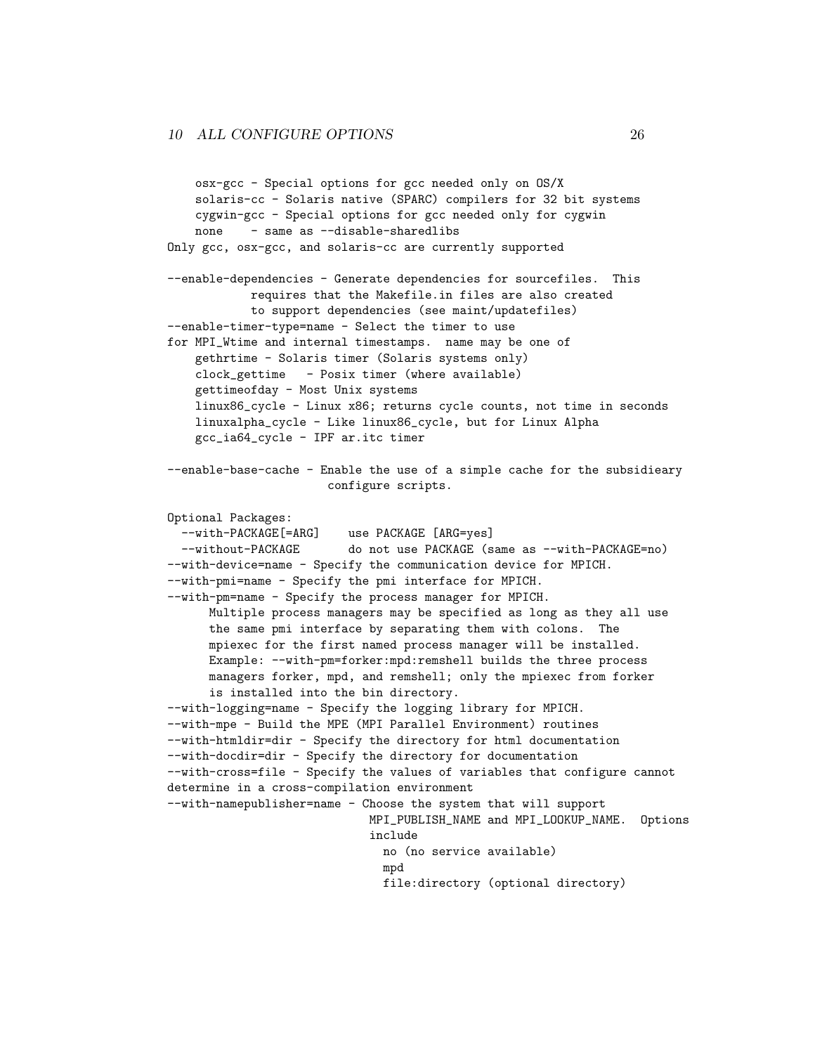```
    osx-gcc - Special options for gcc needed only on OS/X
    solaris-cc - Solaris native (SPARC) compilers for 32 bit systems
    cygwin-gcc - Special options for gcc needed only for cygwin
    none    - same as --disable-sharedlibs
Only gcc, osx-gcc, and solaris-cc are currently supported

--enable-dependencies - Generate dependencies for sourcefiles.  This
            requires that the Makefile.in files are also created
            to support dependencies (see maint/updatefiles)
--enable-timer-type=name - Select the timer to use
for MPI_Wtime and internal timestamps.  name may be one of
    gethrtime - Solaris timer (Solaris systems only)
    clock_gettime   - Posix timer (where available)
    gettimeofday - Most Unix systems
    linux86_cycle - Linux x86; returns cycle counts, not time in seconds
    linuxalpha_cycle - Like linux86_cycle, but for Linux Alpha
    gcc_ia64_cycle - IPF ar.itc timer

--enable-base-cache - Enable the use of a simple cache for the subsidieary
                     configure scripts.

Optional Packages:
  --with-PACKAGE[=ARG]    use PACKAGE [ARG=yes]
  --without-PACKAGE       do not use PACKAGE (same as --with-PACKAGE=no)
--with-device=name - Specify the communication device for MPICH.
--with-pmi=name - Specify the pmi interface for MPICH.
--with-pm=name - Specify the process manager for MPICH.
      Multiple process managers may be specified as long as they all use
      the same pmi interface by separating them with colons.  The
      mpiexec for the first named process manager will be installed.
      Example: --with-pm=forker:mpd:remshell builds the three process
      managers forker, mpd, and remshell; only the mpiexec from forker
      is installed into the bin directory.
--with-logging=name - Specify the logging library for MPICH.
--with-mpe - Build the MPE (MPI Parallel Environment) routines
--with-htmldir=dir - Specify the directory for html documentation
--with-docdir=dir - Specify the directory for documentation
--with-cross=file - Specify the values of variables that configure cannot
determine in a cross-compilation environment
--with-namepublisher=name - Choose the system that will support
                           MPI_PUBLISH_NAME and MPI_LOOKUP_NAME.  Options
                           include
                             no (no service available)
                             mpd
                             file:directory (optional directory)
```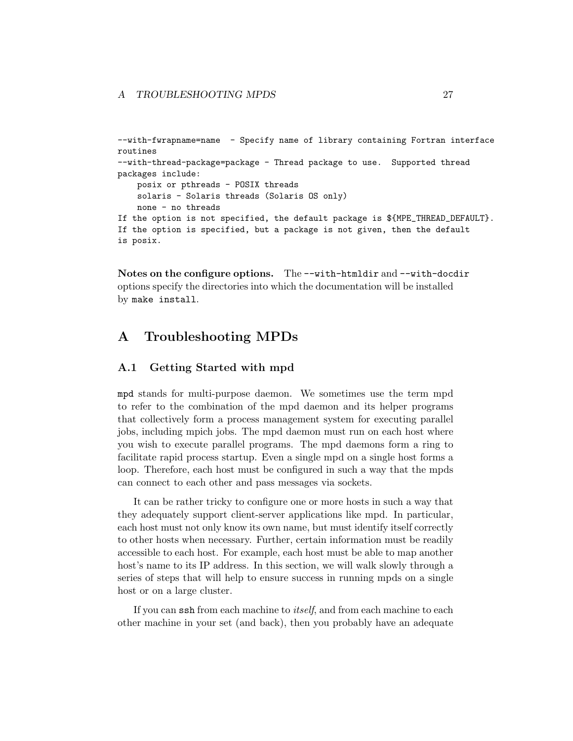```
--with-fwrapname=name  - Specify name of library containing Fortran interface
routines
--with-thread-package=package - Thread package to use.  Supported thread
packages include:
    posix or pthreads - POSIX threads
    solaris - Solaris threads (Solaris OS only)
    none - no threads
If the option is not specified, the default package is ${MPE_THREAD_DEFAULT}.
If the option is specified, but a package is not given, then the default
is posix.
```

**Notes on the configure options.** The `--with-htmldir` and `--with-docdir` options specify the directories into which the documentation will be installed by `make install`.

# A Troubleshooting MPDs

## A.1 Getting Started with mpd

`mpd` stands for multi-purpose daemon. We sometimes use the term mpd to refer to the combination of the mpd daemon and its helper programs that collectively form a process management system for executing parallel jobs, including mpich jobs. The mpd daemon must run on each host where you wish to execute parallel programs. The mpd daemons form a ring to facilitate rapid process startup. Even a single mpd on a single host forms a loop. Therefore, each host must be configured in such a way that the mpds can connect to each other and pass messages via sockets.

It can be rather tricky to configure one or more hosts in such a way that they adequately support client-server applications like mpd. In particular, each host must not only know its own name, but must identify itself correctly to other hosts when necessary. Further, certain information must be readily accessible to each host. For example, each host must be able to map another host's name to its IP address. In this section, we will walk slowly through a series of steps that will help to ensure success in running mpds on a single host or on a large cluster.

If you can `ssh` from each machine to *itself*, and from each machine to each other machine in your set (and back), then you probably have an adequate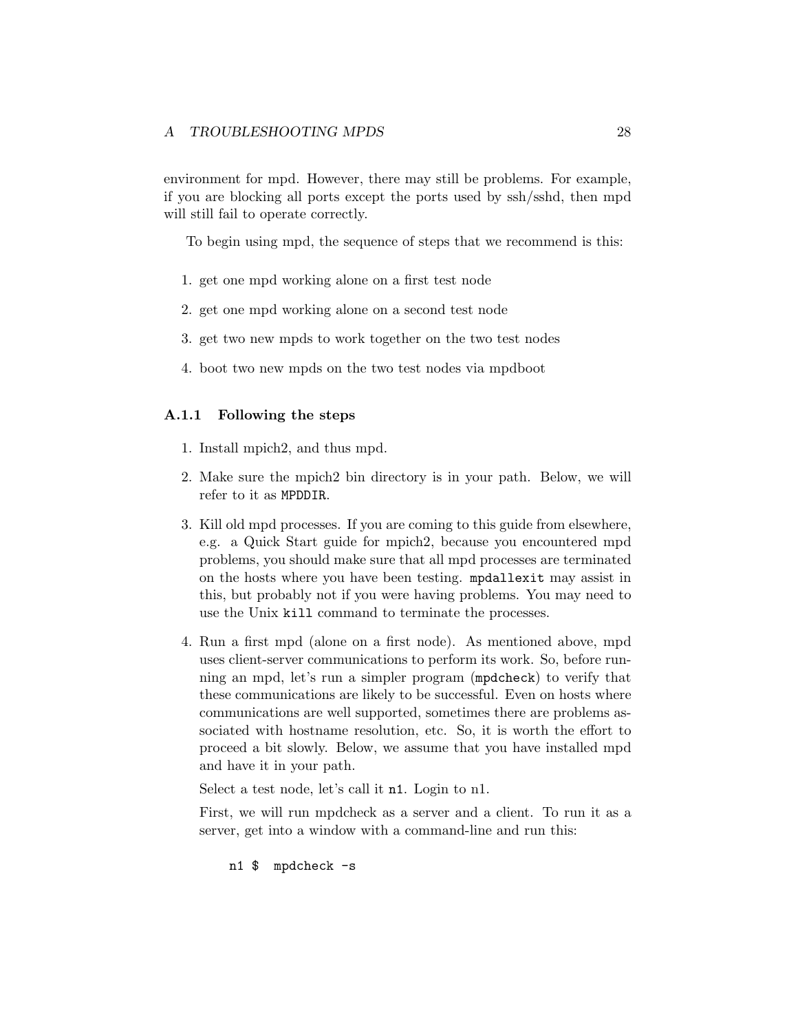environment for mpd. However, there may still be problems. For example, if you are blocking all ports except the ports used by ssh/sshd, then mpd will still fail to operate correctly.

To begin using mpd, the sequence of steps that we recommend is this:

1. get one mpd working alone on a first test node
2. get one mpd working alone on a second test node
3. get two new mpds to work together on the two test nodes
4. boot two new mpds on the two test nodes via mpdboot

### A.1.1 Following the steps

1. Install mpich2, and thus mpd.
2. Make sure the mpich2 bin directory is in your path. Below, we will refer to it as `MPDDIR`.
3. Kill old mpd processes. If you are coming to this guide from elsewhere, e.g. a Quick Start guide for mpich2, because you encountered mpd problems, you should make sure that all mpd processes are terminated on the hosts where you have been testing. `mpdallexit` may assist in this, but probably not if you were having problems. You may need to use the Unix `kill` command to terminate the processes.
4. Run a first mpd (alone on a first node). As mentioned above, mpd uses client-server communications to perform its work. So, before running an mpd, let's run a simpler program (`mpdcheck`) to verify that these communications are likely to be successful. Even on hosts where communications are well supported, sometimes there are problems associated with hostname resolution, etc. So, it is worth the effort to proceed a bit slowly. Below, we assume that you have installed mpd and have it in your path.

   Select a test node, let's call it `n1`. Login to n1.

   First, we will run mpdcheck as a server and a client. To run it as a server, get into a window with a command-line and run this:

   ```
   n1 $  mpdcheck -s
   ```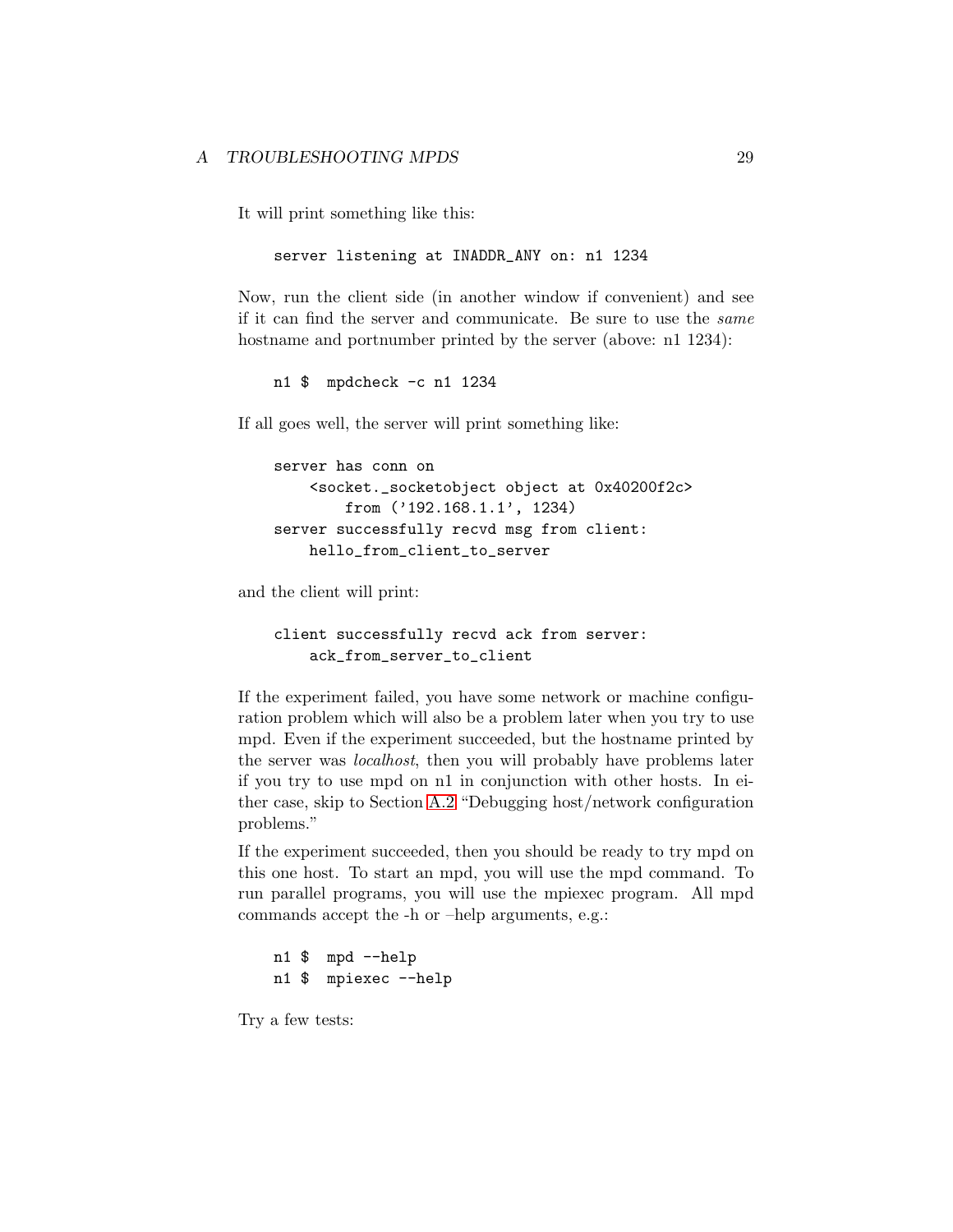It will print something like this:

```
server listening at INADDR_ANY on: n1 1234
```

Now, run the client side (in another window if convenient) and see if it can find the server and communicate. Be sure to use the *same* hostname and portnumber printed by the server (above: n1 1234):

```
n1 $  mpdcheck -c n1 1234
```

If all goes well, the server will print something like:

```
server has conn on
    <socket._socketobject object at 0x40200f2c>
        from ('192.168.1.1', 1234)
server successfully recvd msg from client:
    hello_from_client_to_server
```

and the client will print:

```
client successfully recvd ack from server:
    ack_from_server_to_client
```

If the experiment failed, you have some network or machine configuration problem which will also be a problem later when you try to use mpd. Even if the experiment succeeded, but the hostname printed by the server was *localhost*, then you will probably have problems later if you try to use mpd on n1 in conjunction with other hosts. In either case, skip to Section A.2 "Debugging host/network configuration problems."

If the experiment succeeded, then you should be ready to try mpd on this one host. To start an mpd, you will use the mpd command. To run parallel programs, you will use the mpiexec program. All mpd commands accept the -h or –help arguments, e.g.:

```
n1 $  mpd --help
n1 $  mpiexec --help
```

Try a few tests: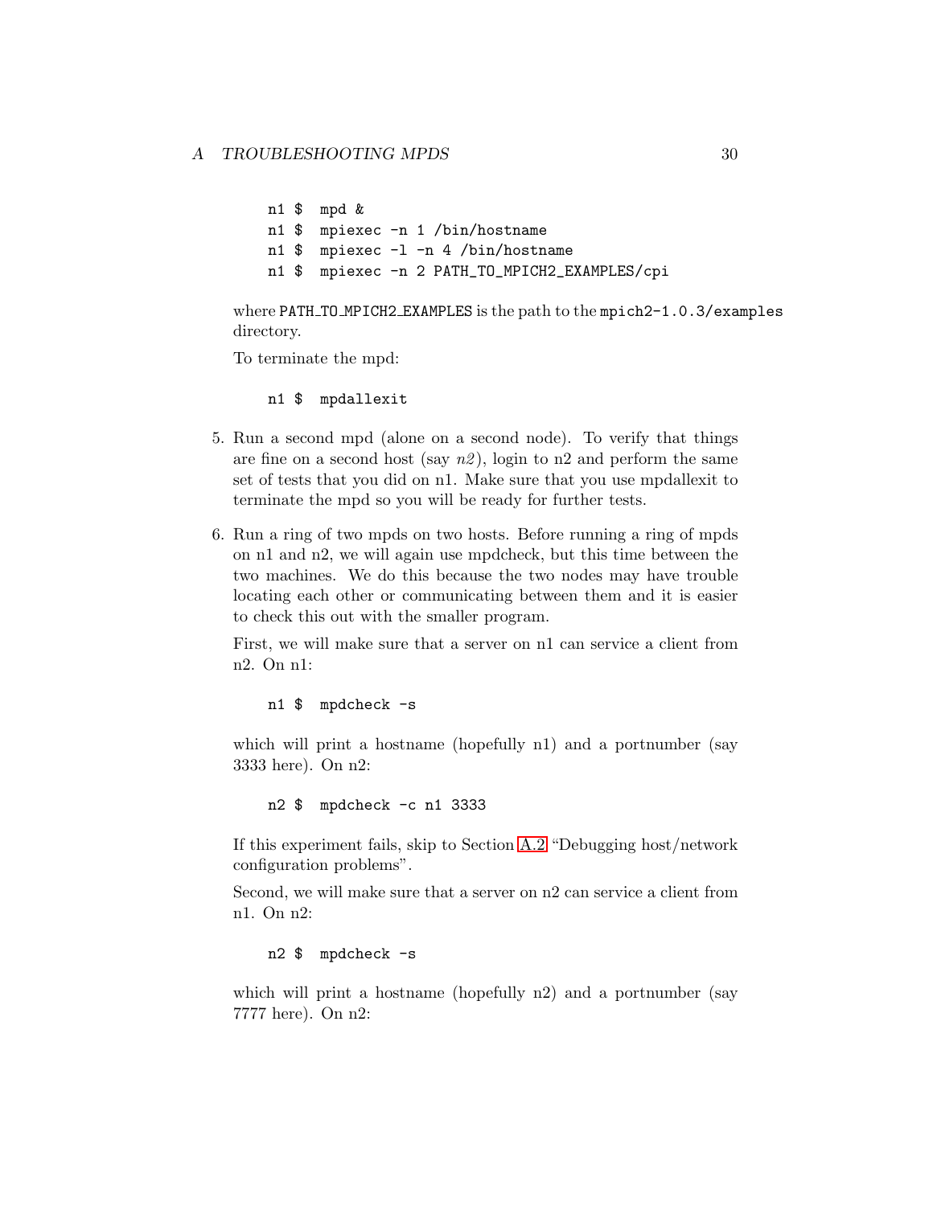```
n1 $  mpd &
n1 $  mpiexec -n 1 /bin/hostname
n1 $  mpiexec -l -n 4 /bin/hostname
n1 $  mpiexec -n 2 PATH_TO_MPICH2_EXAMPLES/cpi
```

where PATH_TO_MPICH2_EXAMPLES is the path to the mpich2-1.0.3/examples directory.

To terminate the mpd:

```
n1 $  mpdallexit
```

5. Run a second mpd (alone on a second node). To verify that things are fine on a second host (say *n2*), login to n2 and perform the same set of tests that you did on n1. Make sure that you use mpdallexit to terminate the mpd so you will be ready for further tests.

6. Run a ring of two mpds on two hosts. Before running a ring of mpds on n1 and n2, we will again use mpdcheck, but this time between the two machines. We do this because the two nodes may have trouble locating each other or communicating between them and it is easier to check this out with the smaller program.

   First, we will make sure that a server on n1 can service a client from n2. On n1:

   ```
   n1 $  mpdcheck -s
   ```

   which will print a hostname (hopefully n1) and a portnumber (say 3333 here). On n2:

   ```
   n2 $  mpdcheck -c n1 3333
   ```

   If this experiment fails, skip to Section A.2 "Debugging host/network configuration problems".

   Second, we will make sure that a server on n2 can service a client from n1. On n2:

   ```
   n2 $  mpdcheck -s
   ```

   which will print a hostname (hopefully n2) and a portnumber (say 7777 here). On n2: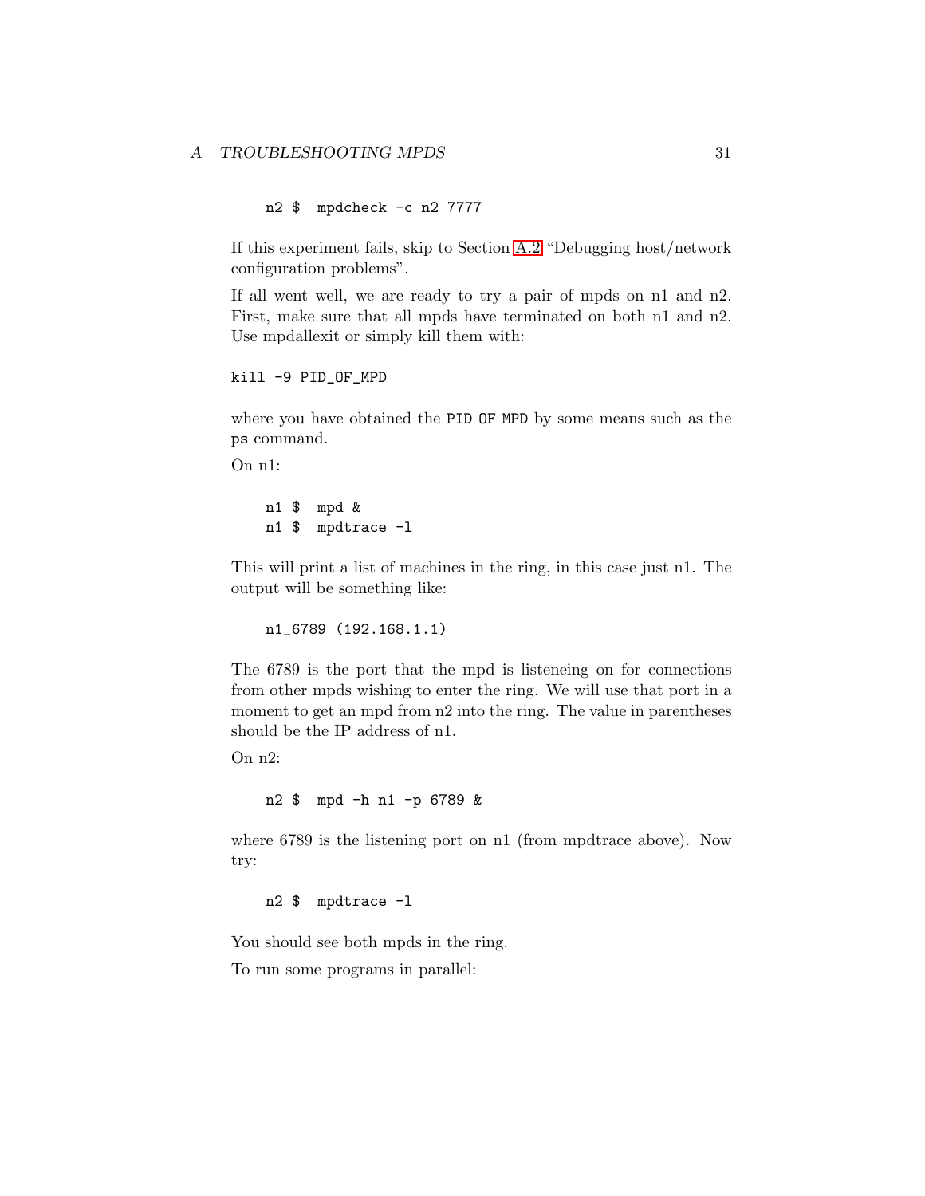```
n2 $  mpdcheck -c n2 7777
```

If this experiment fails, skip to Section A.2 "Debugging host/network configuration problems".

If all went well, we are ready to try a pair of mpds on n1 and n2. First, make sure that all mpds have terminated on both n1 and n2. Use mpdallexit or simply kill them with:

```
kill -9 PID_OF_MPD
```

where you have obtained the `PID_OF_MPD` by some means such as the `ps` command.

On n1:

```
n1 $  mpd &
n1 $  mpdtrace -l
```

This will print a list of machines in the ring, in this case just n1. The output will be something like:

```
n1_6789 (192.168.1.1)
```

The 6789 is the port that the mpd is listeneing on for connections from other mpds wishing to enter the ring. We will use that port in a moment to get an mpd from n2 into the ring. The value in parentheses should be the IP address of n1.

On n2:

```
n2 $  mpd -h n1 -p 6789 &
```

where 6789 is the listening port on n1 (from mpdtrace above). Now try:

```
n2 $  mpdtrace -l
```

You should see both mpds in the ring.

To run some programs in parallel: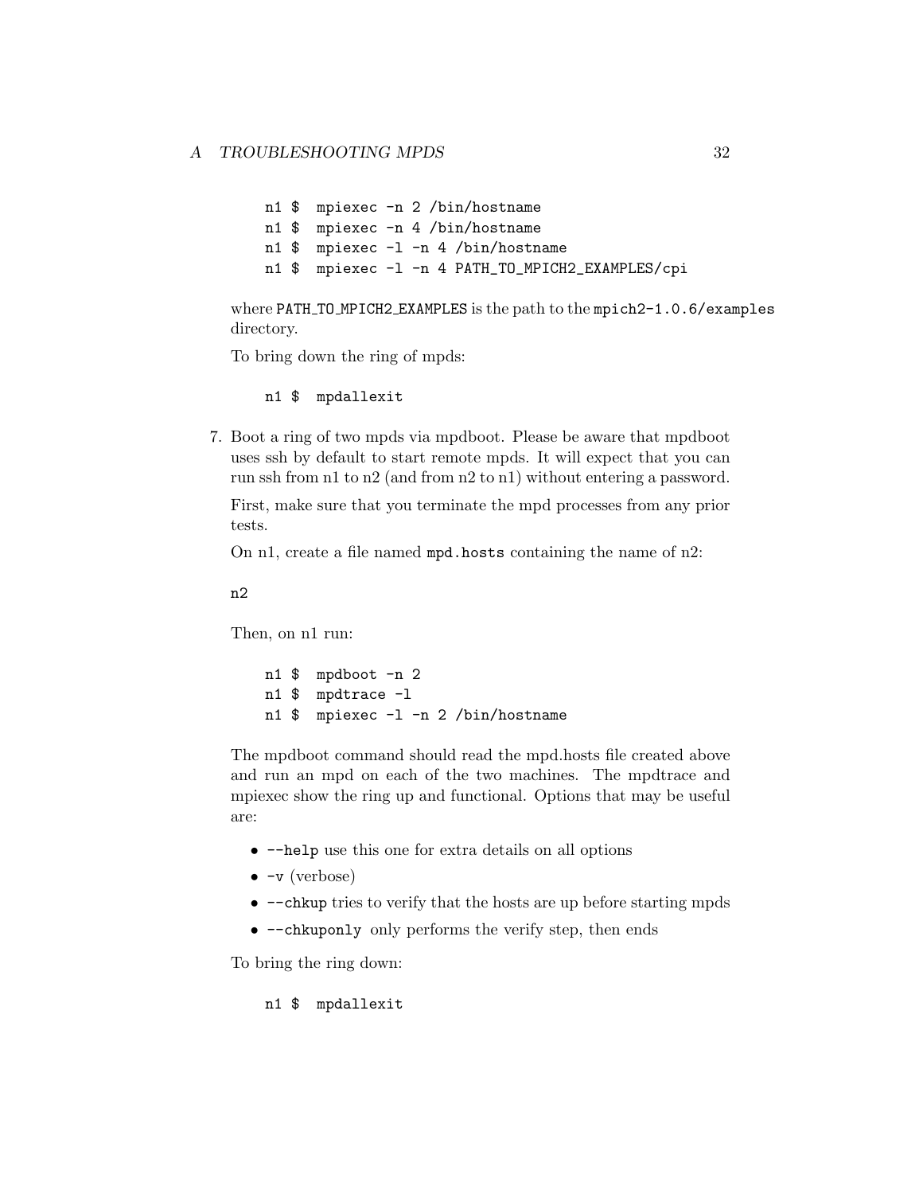```
n1 $  mpiexec -n 2 /bin/hostname
n1 $  mpiexec -n 4 /bin/hostname
n1 $  mpiexec -l -n 4 /bin/hostname
n1 $  mpiexec -l -n 4 PATH_TO_MPICH2_EXAMPLES/cpi
```

where `PATH_TO_MPICH2_EXAMPLES` is the path to the `mpich2-1.0.6/examples` directory.

To bring down the ring of mpds:

```
n1 $  mpdallexit
```

7. Boot a ring of two mpds via mpdboot. Please be aware that mpdboot uses ssh by default to start remote mpds. It will expect that you can run ssh from n1 to n2 (and from n2 to n1) without entering a password.

   First, make sure that you terminate the mpd processes from any prior tests.

   On n1, create a file named `mpd.hosts` containing the name of n2:

   ```
   n2
   ```

   Then, on n1 run:

   ```
   n1 $  mpdboot -n 2
   n1 $  mpdtrace -l
   n1 $  mpiexec -l -n 2 /bin/hostname
   ```

   The mpdboot command should read the mpd.hosts file created above and run an mpd on each of the two machines. The mpdtrace and mpiexec show the ring up and functional. Options that may be useful are:

   - `--help` use this one for extra details on all options
   - `-v` (verbose)
   - `--chkup` tries to verify that the hosts are up before starting mpds
   - `--chkuponly` only performs the verify step, then ends

   To bring the ring down:

   ```
   n1 $  mpdallexit
   ```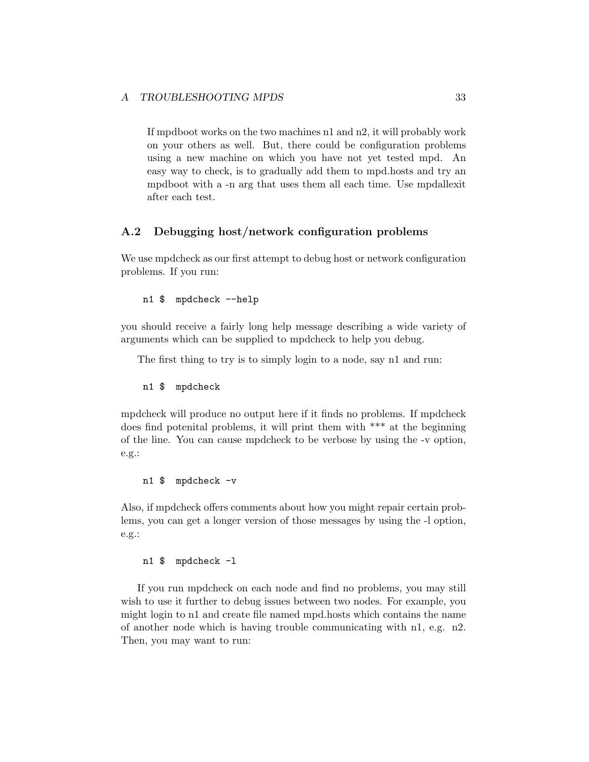If mpdboot works on the two machines n1 and n2, it will probably work on your others as well. But, there could be configuration problems using a new machine on which you have not yet tested mpd. An easy way to check, is to gradually add them to mpd.hosts and try an mpdboot with a -n arg that uses them all each time. Use mpdallexit after each test.

### A.2 Debugging host/network configuration problems

We use mpdcheck as our first attempt to debug host or network configuration problems. If you run:

```
n1 $  mpdcheck --help
```

you should receive a fairly long help message describing a wide variety of arguments which can be supplied to mpdcheck to help you debug.

The first thing to try is to simply login to a node, say n1 and run:

```
n1 $  mpdcheck
```

mpdcheck will produce no output here if it finds no problems. If mpdcheck does find potenital problems, it will print them with *** at the beginning of the line. You can cause mpdcheck to be verbose by using the -v option, e.g.:

```
n1 $  mpdcheck -v
```

Also, if mpdcheck offers comments about how you might repair certain problems, you can get a longer version of those messages by using the -l option, e.g.:

```
n1 $  mpdcheck -l
```

If you run mpdcheck on each node and find no problems, you may still wish to use it further to debug issues between two nodes. For example, you might login to n1 and create file named mpd.hosts which contains the name of another node which is having trouble communicating with n1, e.g. n2. Then, you may want to run: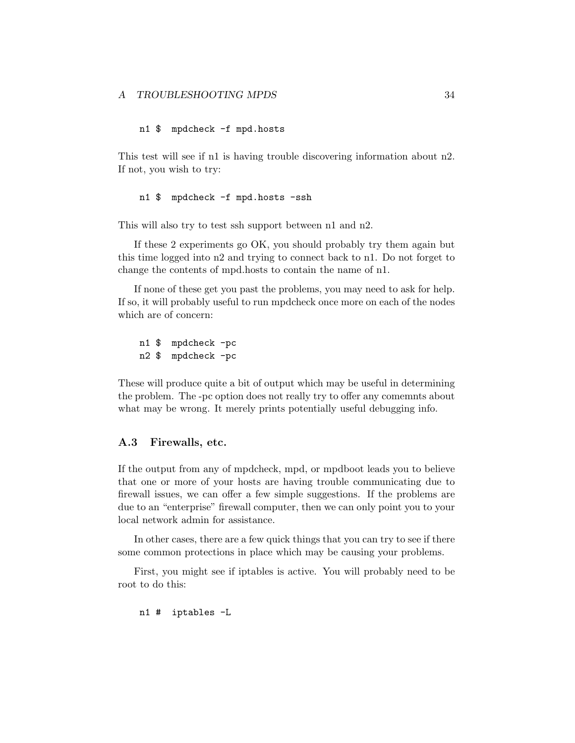```
n1 $  mpdcheck -f mpd.hosts
```

This test will see if n1 is having trouble discovering information about n2. If not, you wish to try:

```
n1 $  mpdcheck -f mpd.hosts -ssh
```

This will also try to test ssh support between n1 and n2.

If these 2 experiments go OK, you should probably try them again but this time logged into n2 and trying to connect back to n1. Do not forget to change the contents of mpd.hosts to contain the name of n1.

If none of these get you past the problems, you may need to ask for help. If so, it will probably useful to run mpdcheck once more on each of the nodes which are of concern:

```
n1 $  mpdcheck -pc
n2 $  mpdcheck -pc
```

These will produce quite a bit of output which may be useful in determining the problem. The -pc option does not really try to offer any comemnts about what may be wrong. It merely prints potentially useful debugging info.

### A.3 Firewalls, etc.

If the output from any of mpdcheck, mpd, or mpdboot leads you to believe that one or more of your hosts are having trouble communicating due to firewall issues, we can offer a few simple suggestions. If the problems are due to an "enterprise" firewall computer, then we can only point you to your local network admin for assistance.

In other cases, there are a few quick things that you can try to see if there some common protections in place which may be causing your problems.

First, you might see if iptables is active. You will probably need to be root to do this:

```
n1 #  iptables -L
```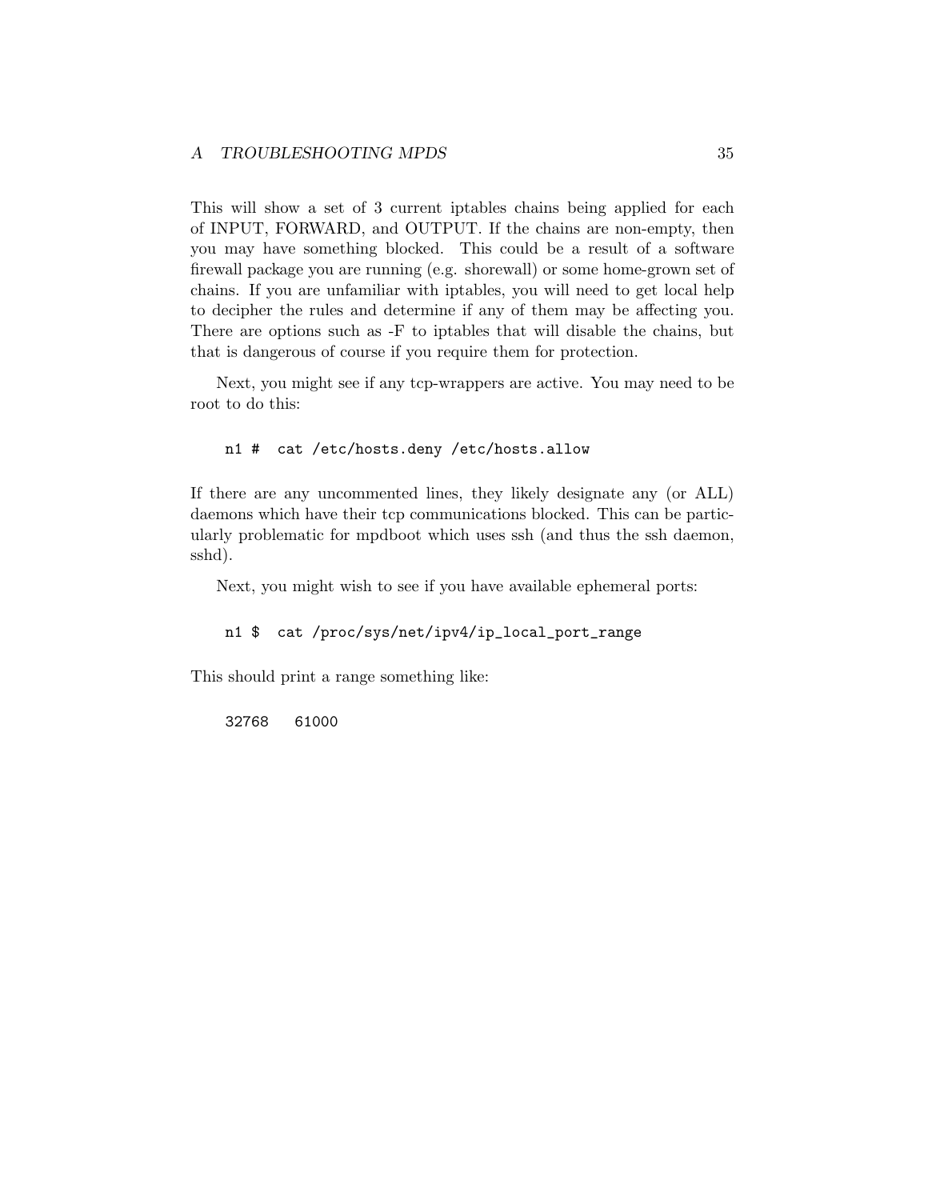This will show a set of 3 current iptables chains being applied for each of INPUT, FORWARD, and OUTPUT. If the chains are non-empty, then you may have something blocked. This could be a result of a software firewall package you are running (e.g. shorewall) or some home-grown set of chains. If you are unfamiliar with iptables, you will need to get local help to decipher the rules and determine if any of them may be affecting you. There are options such as -F to iptables that will disable the chains, but that is dangerous of course if you require them for protection.

Next, you might see if any tcp-wrappers are active. You may need to be root to do this:

```
n1 #  cat /etc/hosts.deny /etc/hosts.allow
```

If there are any uncommented lines, they likely designate any (or ALL) daemons which have their tcp communications blocked. This can be particularly problematic for mpdboot which uses ssh (and thus the ssh daemon, sshd).

Next, you might wish to see if you have available ephemeral ports:

```
n1 $  cat /proc/sys/net/ipv4/ip_local_port_range
```

This should print a range something like:

```
32768   61000
```